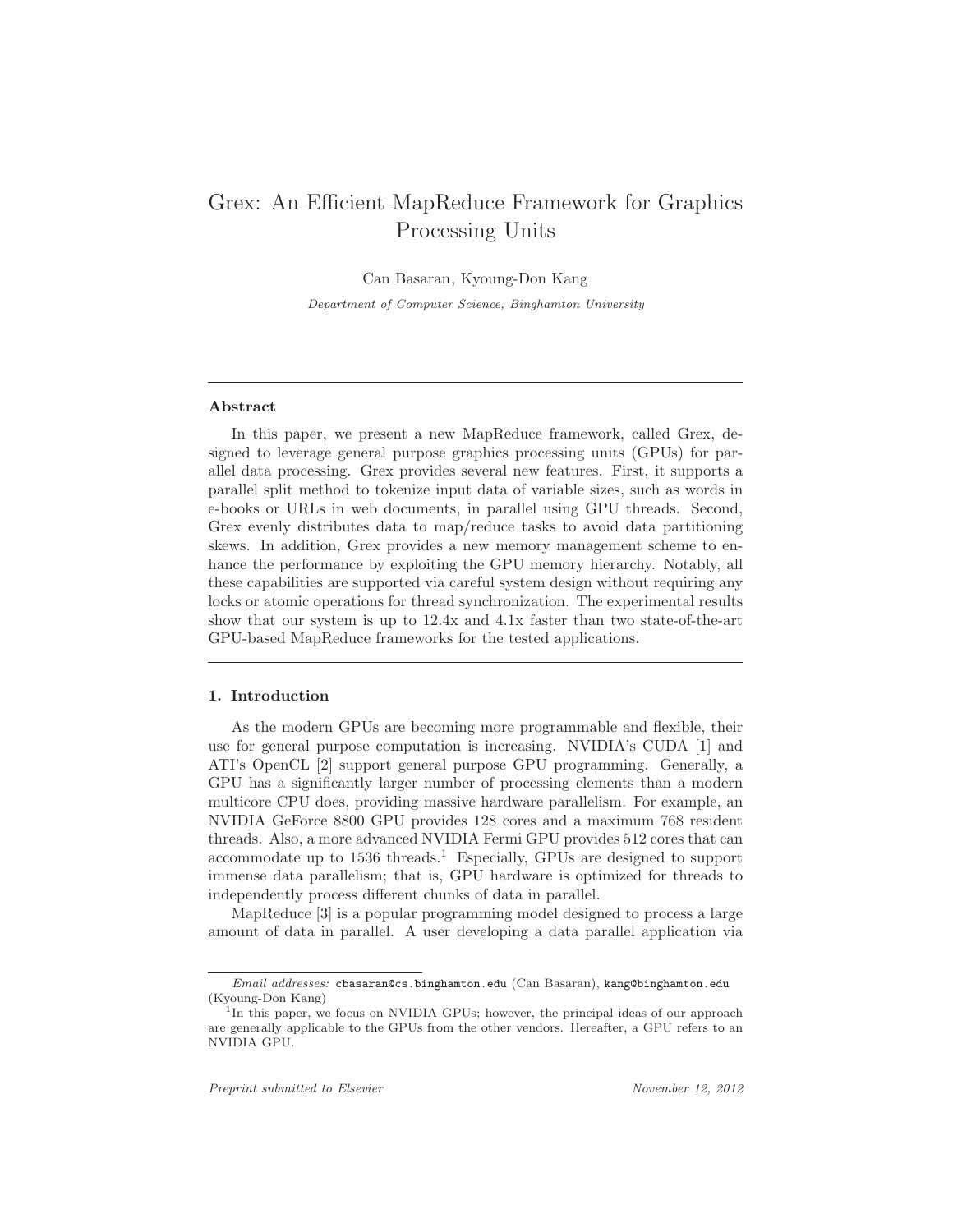# Grex: An Efficient MapReduce Framework for Graphics Processing Units

Can Basaran, Kyoung-Don Kang

*Department of Computer Science, Binghamton University*

---

## Abstract

In this paper, we present a new MapReduce framework, called Grex, designed to leverage general purpose graphics processing units (GPUs) for parallel data processing. Grex provides several new features. First, it supports a parallel split method to tokenize input data of variable sizes, such as words in e-books or URLs in web documents, in parallel using GPU threads. Second, Grex evenly distributes data to map/reduce tasks to avoid data partitioning skews. In addition, Grex provides a new memory management scheme to enhance the performance by exploiting the GPU memory hierarchy. Notably, all these capabilities are supported via careful system design without requiring any locks or atomic operations for thread synchronization. The experimental results show that our system is up to 12.4x and 4.1x faster than two state-of-the-art GPU-based MapReduce frameworks for the tested applications.

---

## 1. Introduction

As the modern GPUs are becoming more programmable and flexible, their use for general purpose computation is increasing. NVIDIA's CUDA [1] and ATI's OpenCL [2] support general purpose GPU programming. Generally, a GPU has a significantly larger number of processing elements than a modern multicore CPU does, providing massive hardware parallelism. For example, an NVIDIA GeForce 8800 GPU provides 128 cores and a maximum 768 resident threads. Also, a more advanced NVIDIA Fermi GPU provides 512 cores that can accommodate up to 1536 threads.[1] Especially, GPUs are designed to support immense data parallelism; that is, GPU hardware is optimized for threads to independently process different chunks of data in parallel.

MapReduce [3] is a popular programming model designed to process a large amount of data in parallel. A user developing a data parallel application via

---

*Email addresses:* cbasaran@cs.binghamton.edu (Can Basaran), kang@binghamton.edu (Kyoung-Don Kang)

[1] In this paper, we focus on NVIDIA GPUs; however, the principal ideas of our approach are generally applicable to the GPUs from the other vendors. Hereafter, a GPU refers to an NVIDIA GPU.

*Preprint submitted to Elsevier* November 12, 2012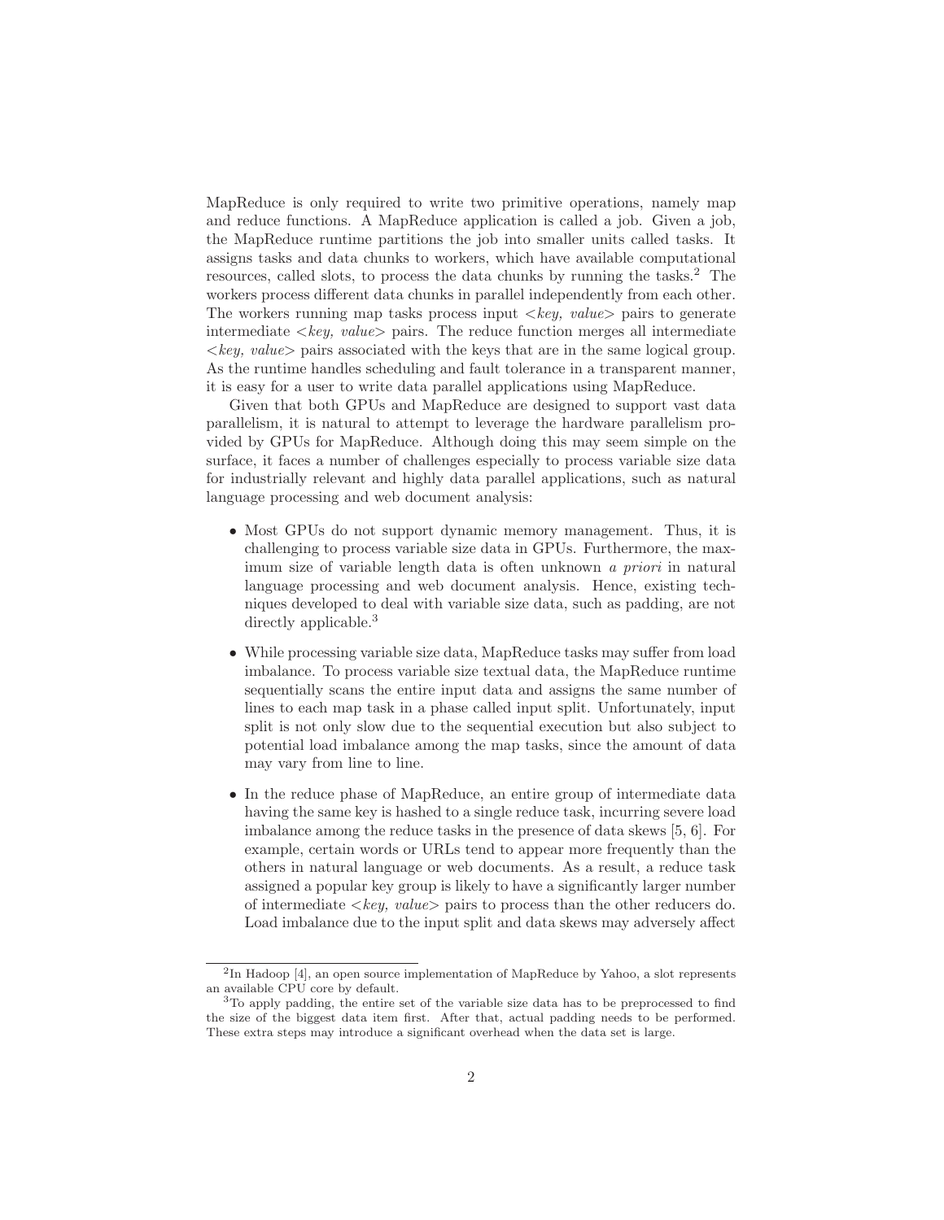MapReduce is only required to write two primitive operations, namely map and reduce functions. A MapReduce application is called a job. Given a job, the MapReduce runtime partitions the job into smaller units called tasks. It assigns tasks and data chunks to workers, which have available computational resources, called slots, to process the data chunks by running the tasks.[2] The workers process different data chunks in parallel independently from each other. The workers running map tasks process input <*key, value*> pairs to generate intermediate <*key, value*> pairs. The reduce function merges all intermediate <*key, value*> pairs associated with the keys that are in the same logical group. As the runtime handles scheduling and fault tolerance in a transparent manner, it is easy for a user to write data parallel applications using MapReduce.

Given that both GPUs and MapReduce are designed to support vast data parallelism, it is natural to attempt to leverage the hardware parallelism provided by GPUs for MapReduce. Although doing this may seem simple on the surface, it faces a number of challenges especially to process variable size data for industrially relevant and highly data parallel applications, such as natural language processing and web document analysis:

- Most GPUs do not support dynamic memory management. Thus, it is challenging to process variable size data in GPUs. Furthermore, the maximum size of variable length data is often unknown *a priori* in natural language processing and web document analysis. Hence, existing techniques developed to deal with variable size data, such as padding, are not directly applicable.[3]
- While processing variable size data, MapReduce tasks may suffer from load imbalance. To process variable size textual data, the MapReduce runtime sequentially scans the entire input data and assigns the same number of lines to each map task in a phase called input split. Unfortunately, input split is not only slow due to the sequential execution but also subject to potential load imbalance among the map tasks, since the amount of data may vary from line to line.
- In the reduce phase of MapReduce, an entire group of intermediate data having the same key is hashed to a single reduce task, incurring severe load imbalance among the reduce tasks in the presence of data skews [5, 6]. For example, certain words or URLs tend to appear more frequently than the others in natural language or web documents. As a result, a reduce task assigned a popular key group is likely to have a significantly larger number of intermediate <*key, value*> pairs to process than the other reducers do. Load imbalance due to the input split and data skews may adversely affect

[2] In Hadoop [4], an open source implementation of MapReduce by Yahoo, a slot represents an available CPU core by default.

[3] To apply padding, the entire set of the variable size data has to be preprocessed to find the size of the biggest data item first. After that, actual padding needs to be performed. These extra steps may introduce a significant overhead when the data set is large.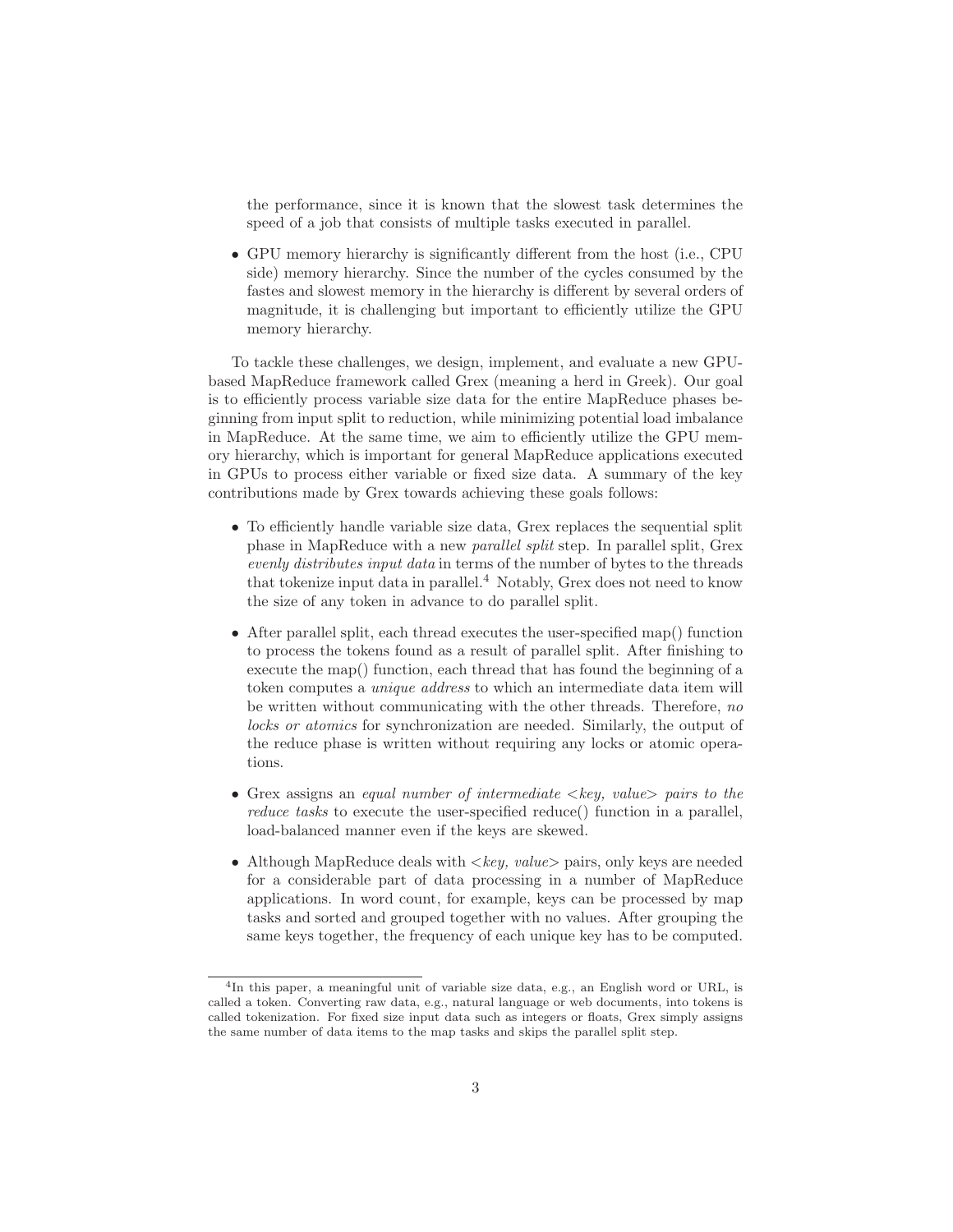the performance, since it is known that the slowest task determines the speed of a job that consists of multiple tasks executed in parallel.

- GPU memory hierarchy is significantly different from the host (i.e., CPU side) memory hierarchy. Since the number of the cycles consumed by the fastes and slowest memory in the hierarchy is different by several orders of magnitude, it is challenging but important to efficiently utilize the GPU memory hierarchy.

To tackle these challenges, we design, implement, and evaluate a new GPU-based MapReduce framework called Grex (meaning a herd in Greek). Our goal is to efficiently process variable size data for the entire MapReduce phases beginning from input split to reduction, while minimizing potential load imbalance in MapReduce. At the same time, we aim to efficiently utilize the GPU memory hierarchy, which is important for general MapReduce applications executed in GPUs to process either variable or fixed size data. A summary of the key contributions made by Grex towards achieving these goals follows:

- To efficiently handle variable size data, Grex replaces the sequential split phase in MapReduce with a new *parallel split* step. In parallel split, Grex *evenly distributes input data* in terms of the number of bytes to the threads that tokenize input data in parallel.[4] Notably, Grex does not need to know the size of any token in advance to do parallel split.

- After parallel split, each thread executes the user-specified map() function to process the tokens found as a result of parallel split. After finishing to execute the map() function, each thread that has found the beginning of a token computes a *unique address* to which an intermediate data item will be written without communicating with the other threads. Therefore, *no locks or atomics* for synchronization are needed. Similarly, the output of the reduce phase is written without requiring any locks or atomic operations.

- Grex assigns an *equal number of intermediate <key, value> pairs to the reduce tasks* to execute the user-specified reduce() function in a parallel, load-balanced manner even if the keys are skewed.

- Although MapReduce deals with <*key, value*> pairs, only keys are needed for a considerable part of data processing in a number of MapReduce applications. In word count, for example, keys can be processed by map tasks and sorted and grouped together with no values. After grouping the same keys together, the frequency of each unique key has to be computed.

---

[4] In this paper, a meaningful unit of variable size data, e.g., an English word or URL, is called a token. Converting raw data, e.g., natural language or web documents, into tokens is called tokenization. For fixed size input data such as integers or floats, Grex simply assigns the same number of data items to the map tasks and skips the parallel split step.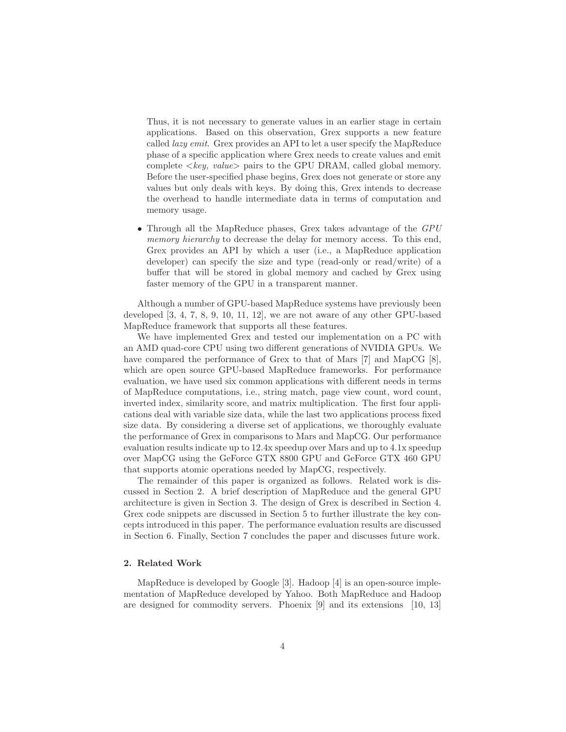Thus, it is not necessary to generate values in an earlier stage in certain applications. Based on this observation, Grex supports a new feature called *lazy emit*. Grex provides an API to let a user specify the MapReduce phase of a specific application where Grex needs to create values and emit complete <*key, value*> pairs to the GPU DRAM, called global memory. Before the user-specified phase begins, Grex does not generate or store any values but only deals with keys. By doing this, Grex intends to decrease the overhead to handle intermediate data in terms of computation and memory usage.

- Through all the MapReduce phases, Grex takes advantage of the *GPU memory hierarchy* to decrease the delay for memory access. To this end, Grex provides an API by which a user (i.e., a MapReduce application developer) can specify the size and type (read-only or read/write) of a buffer that will be stored in global memory and cached by Grex using faster memory of the GPU in a transparent manner.

Although a number of GPU-based MapReduce systems have previously been developed [3, 4, 7, 8, 9, 10, 11, 12], we are not aware of any other GPU-based MapReduce framework that supports all these features.

We have implemented Grex and tested our implementation on a PC with an AMD quad-core CPU using two different generations of NVIDIA GPUs. We have compared the performance of Grex to that of Mars [7] and MapCG [8], which are open source GPU-based MapReduce frameworks. For performance evaluation, we have used six common applications with different needs in terms of MapReduce computations, i.e., string match, page view count, word count, inverted index, similarity score, and matrix multiplication. The first four applications deal with variable size data, while the last two applications process fixed size data. By considering a diverse set of applications, we thoroughly evaluate the performance of Grex in comparisons to Mars and MapCG. Our performance evaluation results indicate up to 12.4x speedup over Mars and up to 4.1x speedup over MapCG using the GeForce GTX 8800 GPU and GeForce GTX 460 GPU that supports atomic operations needed by MapCG, respectively.

The remainder of this paper is organized as follows. Related work is discussed in Section 2. A brief description of MapReduce and the general GPU architecture is given in Section 3. The design of Grex is described in Section 4. Grex code snippets are discussed in Section 5 to further illustrate the key concepts introduced in this paper. The performance evaluation results are discussed in Section 6. Finally, Section 7 concludes the paper and discusses future work.

## 2. Related Work

MapReduce is developed by Google [3]. Hadoop [4] is an open-source implementation of MapReduce developed by Yahoo. Both MapReduce and Hadoop are designed for commodity servers. Phoenix [9] and its extensions [10, 13]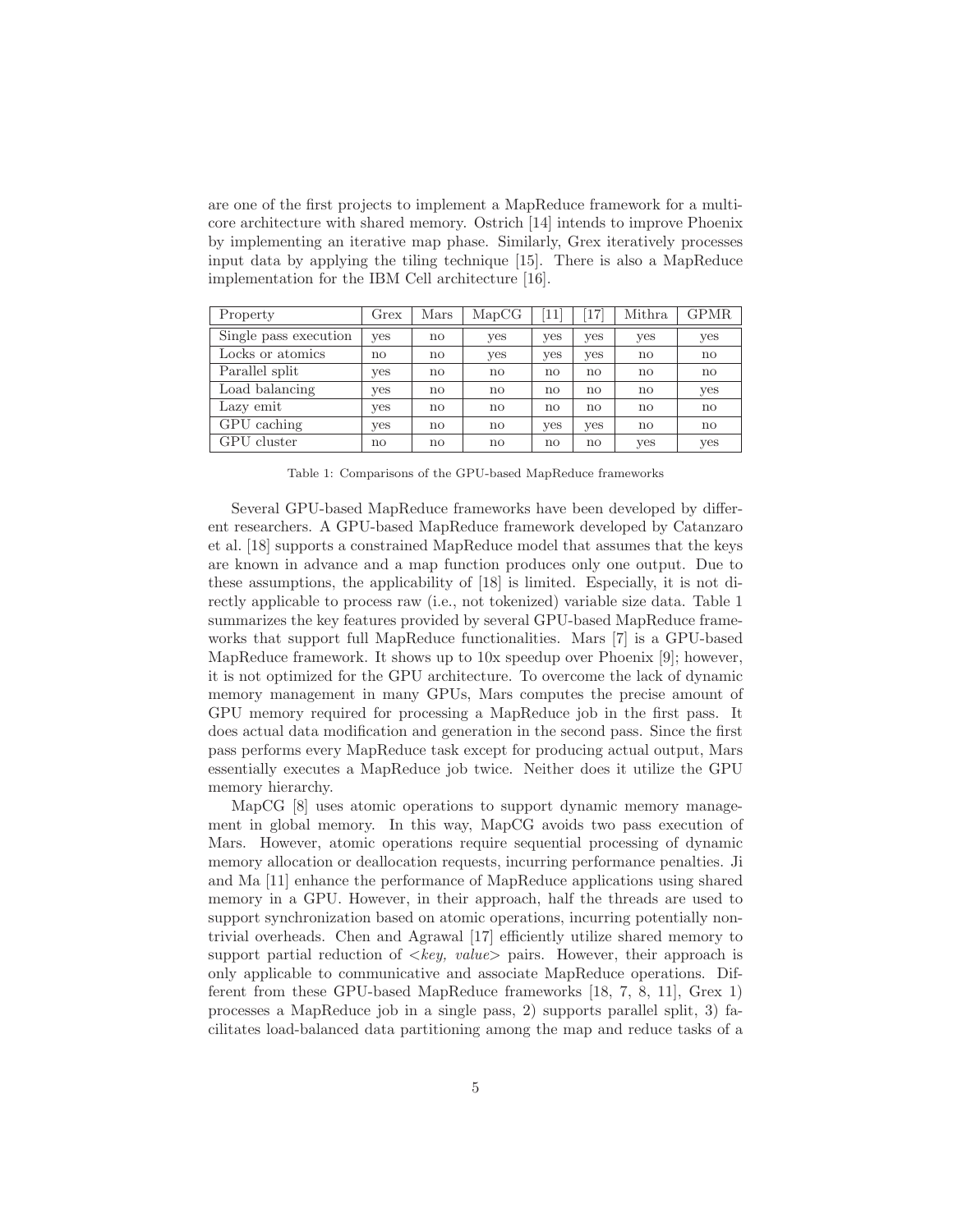are one of the first projects to implement a MapReduce framework for a multi-core architecture with shared memory. Ostrich [14] intends to improve Phoenix by implementing an iterative map phase. Similarly, Grex iteratively processes input data by applying the tiling technique [15]. There is also a MapReduce implementation for the IBM Cell architecture [16].

| Property | Grex | Mars | MapCG | [11] | [17] | Mithra | GPMR |
|---|---|---|---|---|---|---|---|
| Single pass execution | yes | no | yes | yes | yes | yes | yes |
| Locks or atomics | no | no | yes | yes | yes | no | no |
| Parallel split | yes | no | no | no | no | no | no |
| Load balancing | yes | no | no | no | no | no | yes |
| Lazy emit | yes | no | no | no | no | no | no |
| GPU caching | yes | no | no | yes | yes | no | no |
| GPU cluster | no | no | no | no | no | yes | yes |

Table 1: Comparisons of the GPU-based MapReduce frameworks

Several GPU-based MapReduce frameworks have been developed by different researchers. A GPU-based MapReduce framework developed by Catanzaro et al. [18] supports a constrained MapReduce model that assumes that the keys are known in advance and a map function produces only one output. Due to these assumptions, the applicability of [18] is limited. Especially, it is not directly applicable to process raw (i.e., not tokenized) variable size data. Table 1 summarizes the key features provided by several GPU-based MapReduce frameworks that support full MapReduce functionalities. Mars [7] is a GPU-based MapReduce framework. It shows up to 10x speedup over Phoenix [9]; however, it is not optimized for the GPU architecture. To overcome the lack of dynamic memory management in many GPUs, Mars computes the precise amount of GPU memory required for processing a MapReduce job in the first pass. It does actual data modification and generation in the second pass. Since the first pass performs every MapReduce task except for producing actual output, Mars essentially executes a MapReduce job twice. Neither does it utilize the GPU memory hierarchy.

MapCG [8] uses atomic operations to support dynamic memory management in global memory. In this way, MapCG avoids two pass execution of Mars. However, atomic operations require sequential processing of dynamic memory allocation or deallocation requests, incurring performance penalties. Ji and Ma [11] enhance the performance of MapReduce applications using shared memory in a GPU. However, in their approach, half the threads are used to support synchronization based on atomic operations, incurring potentially non-trivial overheads. Chen and Agrawal [17] efficiently utilize shared memory to support partial reduction of <*key, value*> pairs. However, their approach is only applicable to communicative and associate MapReduce operations. Different from these GPU-based MapReduce frameworks [18, 7, 8, 11], Grex 1) processes a MapReduce job in a single pass, 2) supports parallel split, 3) facilitates load-balanced data partitioning among the map and reduce tasks of a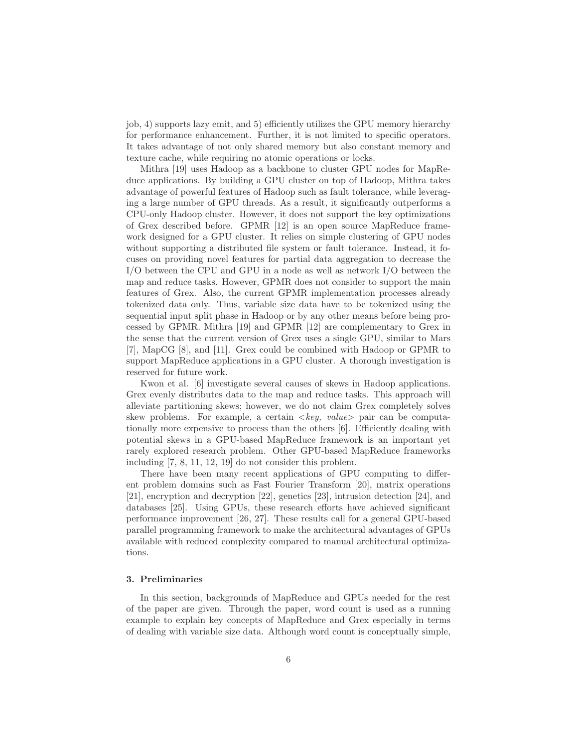job, 4) supports lazy emit, and 5) efficiently utilizes the GPU memory hierarchy for performance enhancement. Further, it is not limited to specific operators. It takes advantage of not only shared memory but also constant memory and texture cache, while requiring no atomic operations or locks.

Mithra [19] uses Hadoop as a backbone to cluster GPU nodes for MapReduce applications. By building a GPU cluster on top of Hadoop, Mithra takes advantage of powerful features of Hadoop such as fault tolerance, while leveraging a large number of GPU threads. As a result, it significantly outperforms a CPU-only Hadoop cluster. However, it does not support the key optimizations of Grex described before. GPMR [12] is an open source MapReduce framework designed for a GPU cluster. It relies on simple clustering of GPU nodes without supporting a distributed file system or fault tolerance. Instead, it focuses on providing novel features for partial data aggregation to decrease the I/O between the CPU and GPU in a node as well as network I/O between the map and reduce tasks. However, GPMR does not consider to support the main features of Grex. Also, the current GPMR implementation processes already tokenized data only. Thus, variable size data have to be tokenized using the sequential input split phase in Hadoop or by any other means before being processed by GPMR. Mithra [19] and GPMR [12] are complementary to Grex in the sense that the current version of Grex uses a single GPU, similar to Mars [7], MapCG [8], and [11]. Grex could be combined with Hadoop or GPMR to support MapReduce applications in a GPU cluster. A thorough investigation is reserved for future work.

Kwon et al. [6] investigate several causes of skews in Hadoop applications. Grex evenly distributes data to the map and reduce tasks. This approach will alleviate partitioning skews; however, we do not claim Grex completely solves skew problems. For example, a certain <*key, value*> pair can be computationally more expensive to process than the others [6]. Efficiently dealing with potential skews in a GPU-based MapReduce framework is an important yet rarely explored research problem. Other GPU-based MapReduce frameworks including [7, 8, 11, 12, 19] do not consider this problem.

There have been many recent applications of GPU computing to different problem domains such as Fast Fourier Transform [20], matrix operations [21], encryption and decryption [22], genetics [23], intrusion detection [24], and databases [25]. Using GPUs, these research efforts have achieved significant performance improvement [26, 27]. These results call for a general GPU-based parallel programming framework to make the architectural advantages of GPUs available with reduced complexity compared to manual architectural optimizations.

## 3. Preliminaries

In this section, backgrounds of MapReduce and GPUs needed for the rest of the paper are given. Through the paper, word count is used as a running example to explain key concepts of MapReduce and Grex especially in terms of dealing with variable size data. Although word count is conceptually simple,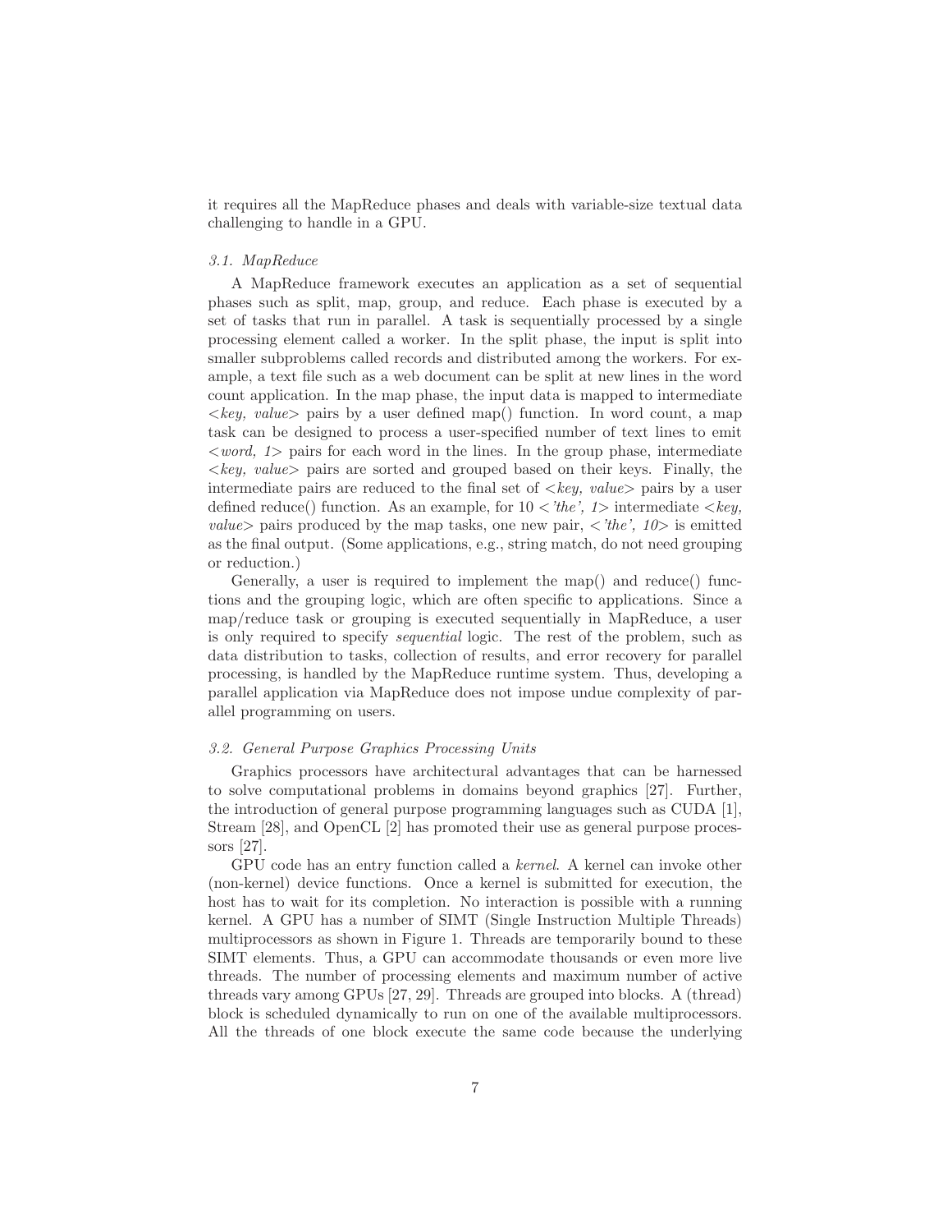it requires all the MapReduce phases and deals with variable-size textual data challenging to handle in a GPU.

### 3.1. MapReduce

A MapReduce framework executes an application as a set of sequential phases such as split, map, group, and reduce. Each phase is executed by a set of tasks that run in parallel. A task is sequentially processed by a single processing element called a worker. In the split phase, the input is split into smaller subproblems called records and distributed among the workers. For example, a text file such as a web document can be split at new lines in the word count application. In the map phase, the input data is mapped to intermediate <*key, value*> pairs by a user defined map() function. In word count, a map task can be designed to process a user-specified number of text lines to emit <*word, 1*> pairs for each word in the lines. In the group phase, intermediate <*key, value*> pairs are sorted and grouped based on their keys. Finally, the intermediate pairs are reduced to the final set of <*key, value*> pairs by a user defined reduce() function. As an example, for 10 <*'the', 1*> intermediate <*key, value*> pairs produced by the map tasks, one new pair, <*'the', 10*> is emitted as the final output. (Some applications, e.g., string match, do not need grouping or reduction.)

Generally, a user is required to implement the map() and reduce() functions and the grouping logic, which are often specific to applications. Since a map/reduce task or grouping is executed sequentially in MapReduce, a user is only required to specify *sequential* logic. The rest of the problem, such as data distribution to tasks, collection of results, and error recovery for parallel processing, is handled by the MapReduce runtime system. Thus, developing a parallel application via MapReduce does not impose undue complexity of parallel programming on users.

### 3.2. General Purpose Graphics Processing Units

Graphics processors have architectural advantages that can be harnessed to solve computational problems in domains beyond graphics [27]. Further, the introduction of general purpose programming languages such as CUDA [1], Stream [28], and OpenCL [2] has promoted their use as general purpose processors [27].

GPU code has an entry function called a *kernel*. A kernel can invoke other (non-kernel) device functions. Once a kernel is submitted for execution, the host has to wait for its completion. No interaction is possible with a running kernel. A GPU has a number of SIMT (Single Instruction Multiple Threads) multiprocessors as shown in Figure 1. Threads are temporarily bound to these SIMT elements. Thus, a GPU can accommodate thousands or even more live threads. The number of processing elements and maximum number of active threads vary among GPUs [27, 29]. Threads are grouped into blocks. A (thread) block is scheduled dynamically to run on one of the available multiprocessors. All the threads of one block execute the same code because the underlying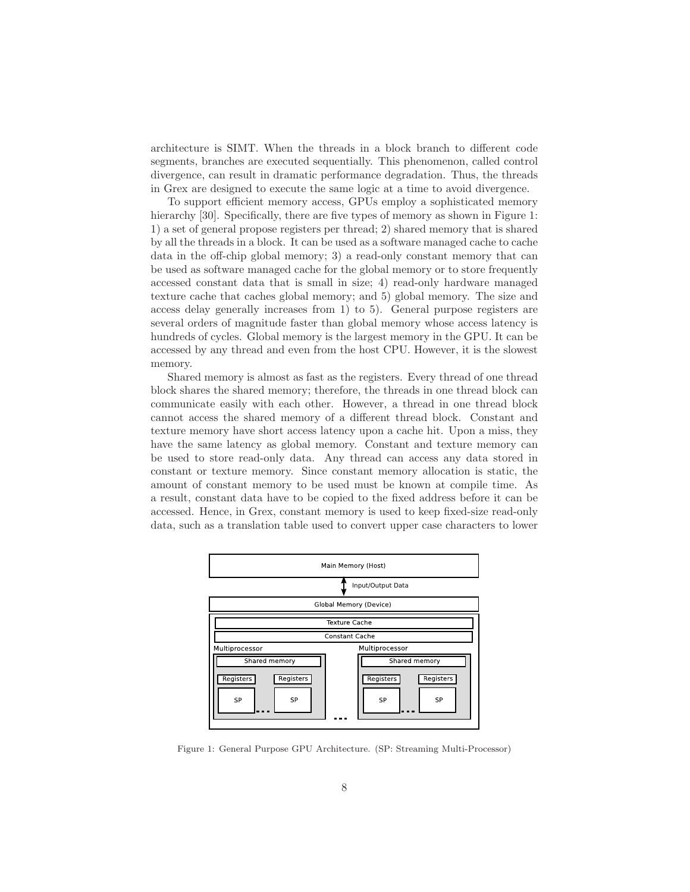architecture is SIMT. When the threads in a block branch to different code segments, branches are executed sequentially. This phenomenon, called control divergence, can result in dramatic performance degradation. Thus, the threads in Grex are designed to execute the same logic at a time to avoid divergence.

To support efficient memory access, GPUs employ a sophisticated memory hierarchy [30]. Specifically, there are five types of memory as shown in Figure 1: 1) a set of general propose registers per thread; 2) shared memory that is shared by all the threads in a block. It can be used as a software managed cache to cache data in the off-chip global memory; 3) a read-only constant memory that can be used as software managed cache for the global memory or to store frequently accessed constant data that is small in size; 4) read-only hardware managed texture cache that caches global memory; and 5) global memory. The size and access delay generally increases from 1) to 5). General purpose registers are several orders of magnitude faster than global memory whose access latency is hundreds of cycles. Global memory is the largest memory in the GPU. It can be accessed by any thread and even from the host CPU. However, it is the slowest memory.

Shared memory is almost as fast as the registers. Every thread of one thread block shares the shared memory; therefore, the threads in one thread block can communicate easily with each other. However, a thread in one thread block cannot access the shared memory of a different thread block. Constant and texture memory have short access latency upon a cache hit. Upon a miss, they have the same latency as global memory. Constant and texture memory can be used to store read-only data. Any thread can access any data stored in constant or texture memory. Since constant memory allocation is static, the amount of constant memory to be used must be known at compile time. As a result, constant data have to be copied to the fixed address before it can be accessed. Hence, in Grex, constant memory is used to keep fixed-size read-only data, such as a translation table used to convert upper case characters to lower

Main Memory (Host)

Input/Output Data

Global Memory (Device)

Texture Cache

Constant Cache

Multiprocessor | Multiprocessor

Shared memory | Shared memory

Registers | Registers | Registers | Registers

SP | SP | SP | SP

Figure 1: General Purpose GPU Architecture. (SP: Streaming Multi-Processor)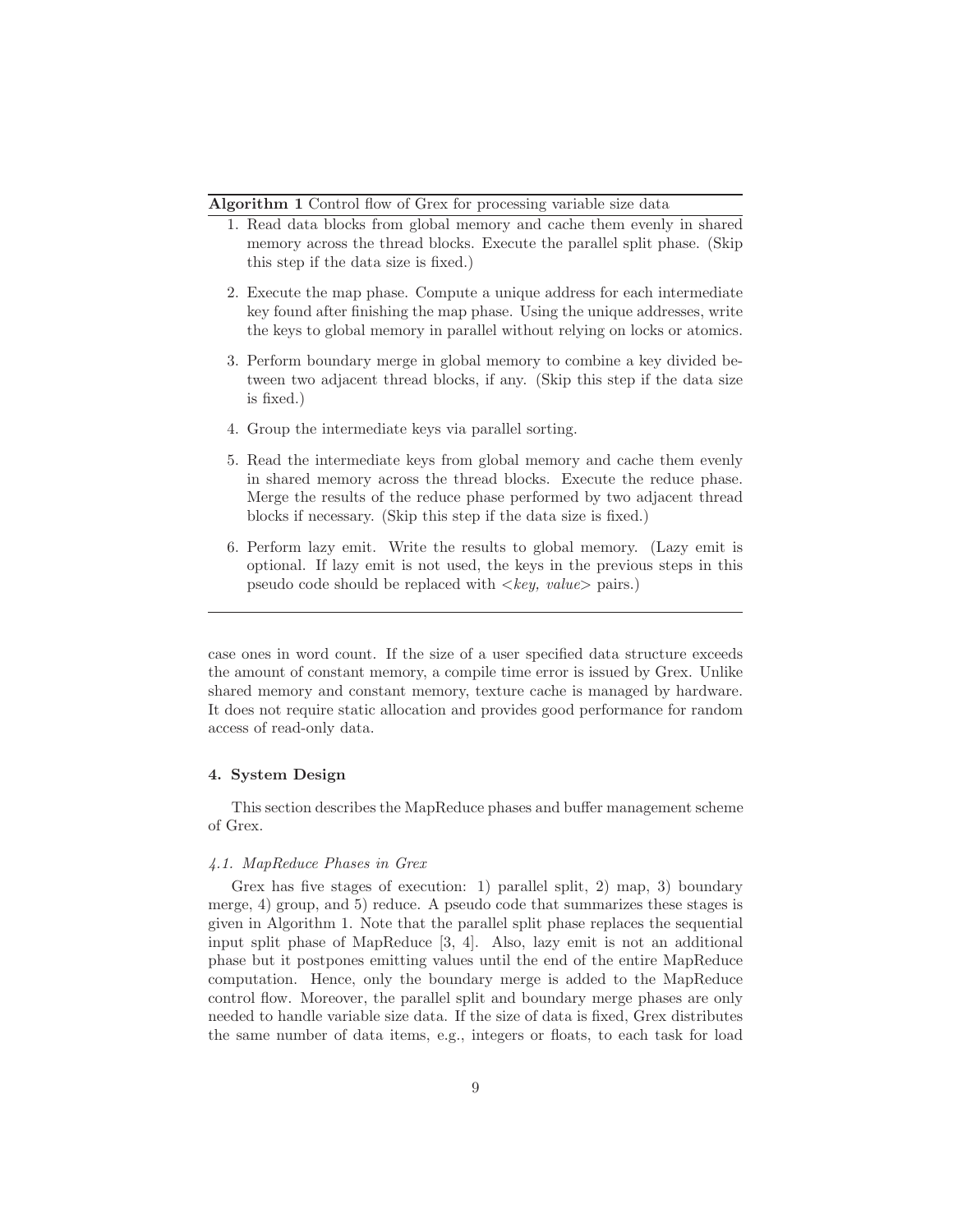**Algorithm 1** Control flow of Grex for processing variable size data

1. Read data blocks from global memory and cache them evenly in shared memory across the thread blocks. Execute the parallel split phase. (Skip this step if the data size is fixed.)
2. Execute the map phase. Compute a unique address for each intermediate key found after finishing the map phase. Using the unique addresses, write the keys to global memory in parallel without relying on locks or atomics.
3. Perform boundary merge in global memory to combine a key divided between two adjacent thread blocks, if any. (Skip this step if the data size is fixed.)
4. Group the intermediate keys via parallel sorting.
5. Read the intermediate keys from global memory and cache them evenly in shared memory across the thread blocks. Execute the reduce phase. Merge the results of the reduce phase performed by two adjacent thread blocks if necessary. (Skip this step if the data size is fixed.)
6. Perform lazy emit. Write the results to global memory. (Lazy emit is optional. If lazy emit is not used, the keys in the previous steps in this pseudo code should be replaced with <*key, value*> pairs.)

---

case ones in word count. If the size of a user specified data structure exceeds the amount of constant memory, a compile time error is issued by Grex. Unlike shared memory and constant memory, texture cache is managed by hardware. It does not require static allocation and provides good performance for random access of read-only data.

## 4. System Design

This section describes the MapReduce phases and buffer management scheme of Grex.

### *4.1. MapReduce Phases in Grex*

Grex has five stages of execution: 1) parallel split, 2) map, 3) boundary merge, 4) group, and 5) reduce. A pseudo code that summarizes these stages is given in Algorithm 1. Note that the parallel split phase replaces the sequential input split phase of MapReduce [3, 4]. Also, lazy emit is not an additional phase but it postpones emitting values until the end of the entire MapReduce computation. Hence, only the boundary merge is added to the MapReduce control flow. Moreover, the parallel split and boundary merge phases are only needed to handle variable size data. If the size of data is fixed, Grex distributes the same number of data items, e.g., integers or floats, to each task for load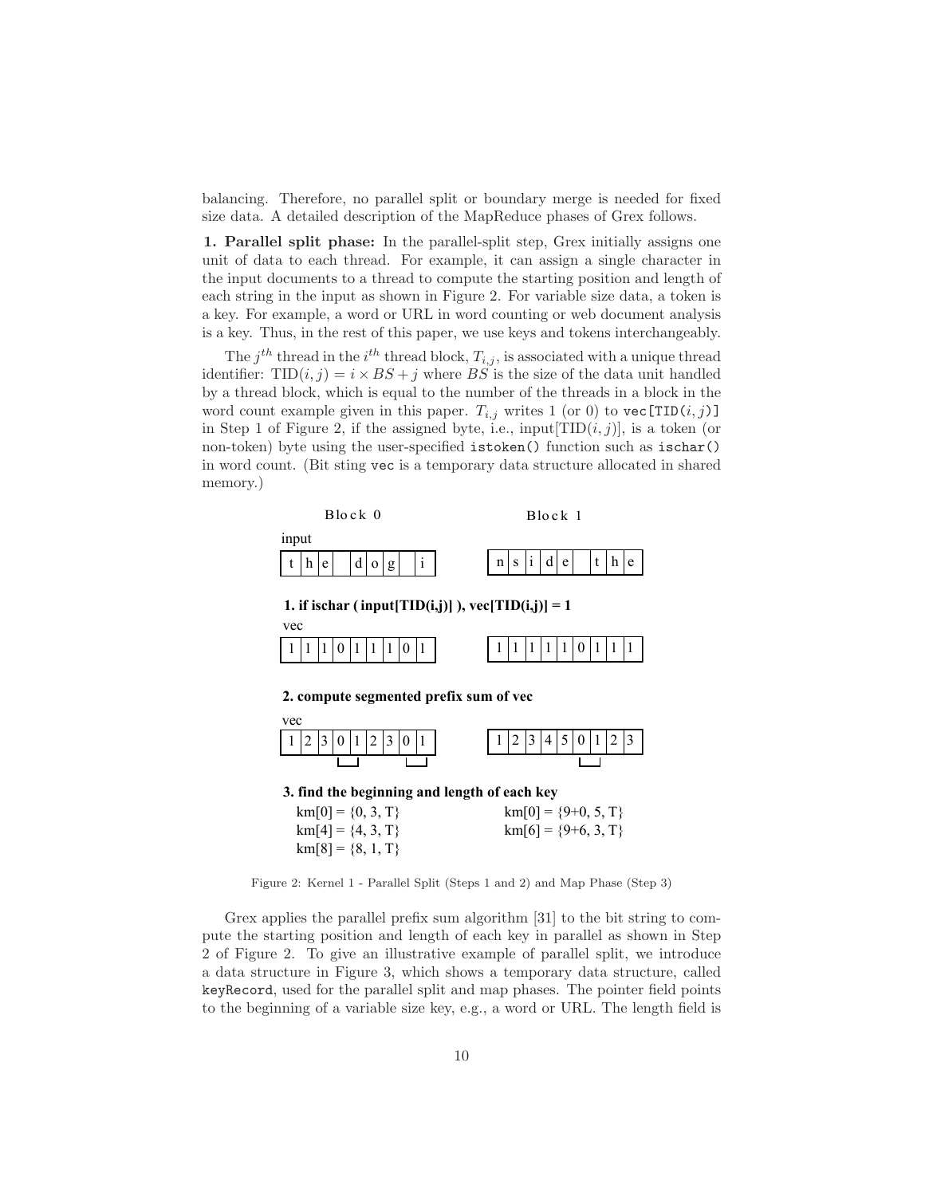balancing. Therefore, no parallel split or boundary merge is needed for fixed size data. A detailed description of the MapReduce phases of Grex follows.

**1. Parallel split phase:** In the parallel-split step, Grex initially assigns one unit of data to each thread. For example, it can assign a single character in the input documents to a thread to compute the starting position and length of each string in the input as shown in Figure 2. For variable size data, a token is a key. For example, a word or URL in word counting or web document analysis is a key. Thus, in the rest of this paper, we use keys and tokens interchangeably.

The $j^{th}$ thread in the $i^{th}$ thread block, $T_{i,j}$, is associated with a unique thread identifier: $\text{TID}(i,j) = i \times BS + j$ where $BS$ is the size of the data unit handled by a thread block, which is equal to the number of the threads in a block in the word count example given in this paper. $T_{i,j}$ writes 1 (or 0) to `vec[TID(i, j)]` in Step 1 of Figure 2, if the assigned byte, i.e., input[$\text{TID}(i,j)$], is a token (or non-token) byte using the user-specified `istoken()` function such as `ischar()` in word count. (Bit sting `vec` is a temporary data structure allocated in shared memory.)

Block 0 / Block 1

input

| t | h | e | | d | o | g | | i |
|---|---|---|---|---|---|---|---|---|

| n | s | i | d | e | | t | h | e |
|---|---|---|---|---|---|---|---|---|

**1. if ischar ( input[TID(i,j)] ), vec[TID(i,j)] = 1**

vec

| 1 | 1 | 1 | 0 | 1 | 1 | 1 | 0 | 1 |
|---|---|---|---|---|---|---|---|---|

| 1 | 1 | 1 | 1 | 1 | 0 | 1 | 1 | 1 |
|---|---|---|---|---|---|---|---|---|

**2. compute segmented prefix sum of vec**

vec

| 1 | 2 | 3 | 0 | 1 | 2 | 3 | 0 | 1 |
|---|---|---|---|---|---|---|---|---|

| 1 | 2 | 3 | 4 | 5 | 0 | 1 | 2 | 3 |
|---|---|---|---|---|---|---|---|---|

**3. find the beginning and length of each key**

Block 0:
km[0] = {0, 3, T}
km[4] = {4, 3, T}
km[8] = {8, 1, T}

Block 1:
km[0] = {9+0, 5, T}
km[6] = {9+6, 3, T}

Figure 2: Kernel 1 - Parallel Split (Steps 1 and 2) and Map Phase (Step 3)

Grex applies the parallel prefix sum algorithm [31] to the bit string to compute the starting position and length of each key in parallel as shown in Step 2 of Figure 2. To give an illustrative example of parallel split, we introduce a data structure in Figure 3, which shows a temporary data structure, called `keyRecord`, used for the parallel split and map phases. The pointer field points to the beginning of a variable size key, e.g., a word or URL. The length field is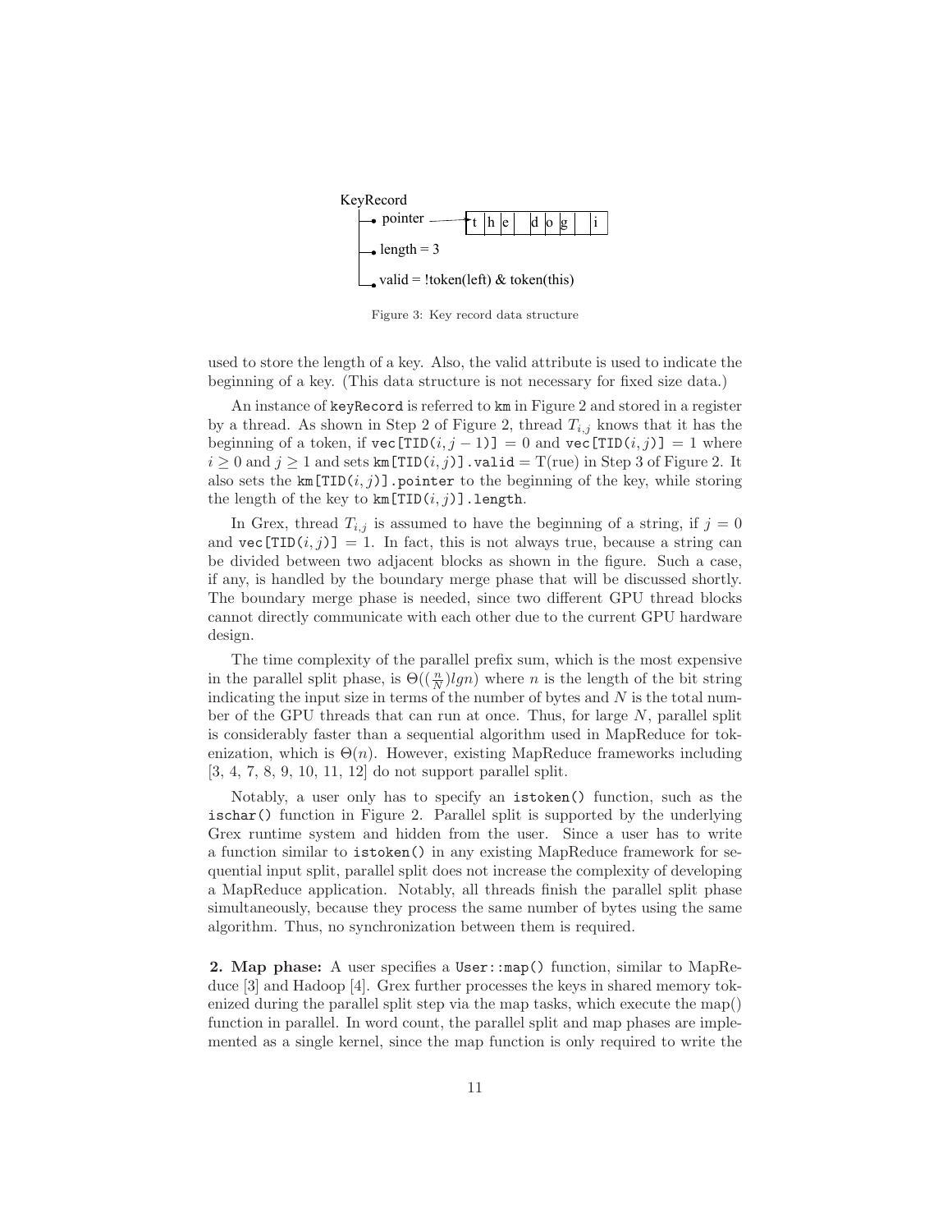KeyRecord

- pointer → | t | h | e | | d | o | g | | i |
- length = 3
- valid = !token(left) & token(this)

Figure 3: Key record data structure

used to store the length of a key. Also, the valid attribute is used to indicate the beginning of a key. (This data structure is not necessary for fixed size data.)

An instance of `keyRecord` is referred to `km` in Figure 2 and stored in a register by a thread. As shown in Step 2 of Figure 2, thread $T_{i,j}$ knows that it has the beginning of a token, if $\texttt{vec[TID}(i, j-1)\texttt{]} = 0$ and $\texttt{vec[TID}(i, j)\texttt{]} = 1$ where $i \geq 0$ and $j \geq 1$ and sets $\texttt{km[TID}(i, j)\texttt{].valid} = \mathrm{T(rue)}$ in Step 3 of Figure 2. It also sets the $\texttt{km[TID}(i, j)\texttt{].pointer}$ to the beginning of the key, while storing the length of the key to $\texttt{km[TID}(i, j)\texttt{].length}$.

In Grex, thread $T_{i,j}$ is assumed to have the beginning of a string, if $j = 0$ and $\texttt{vec[TID}(i, j)\texttt{]} = 1$. In fact, this is not always true, because a string can be divided between two adjacent blocks as shown in the figure. Such a case, if any, is handled by the boundary merge phase that will be discussed shortly. The boundary merge phase is needed, since two different GPU thread blocks cannot directly communicate with each other due to the current GPU hardware design.

The time complexity of the parallel prefix sum, which is the most expensive in the parallel split phase, is $\Theta((\frac{n}{N}) lgn)$ where $n$ is the length of the bit string indicating the input size in terms of the number of bytes and $N$ is the total number of the GPU threads that can run at once. Thus, for large $N$, parallel split is considerably faster than a sequential algorithm used in MapReduce for tokenization, which is $\Theta(n)$. However, existing MapReduce frameworks including [3, 4, 7, 8, 9, 10, 11, 12] do not support parallel split.

Notably, a user only has to specify an `istoken()` function, such as the `ischar()` function in Figure 2. Parallel split is supported by the underlying Grex runtime system and hidden from the user. Since a user has to write a function similar to `istoken()` in any existing MapReduce framework for sequential input split, parallel split does not increase the complexity of developing a MapReduce application. Notably, all threads finish the parallel split phase simultaneously, because they process the same number of bytes using the same algorithm. Thus, no synchronization between them is required.

**2. Map phase:** A user specifies a `User::map()` function, similar to MapReduce [3] and Hadoop [4]. Grex further processes the keys in shared memory tokenized during the parallel split step via the map tasks, which execute the map() function in parallel. In word count, the parallel split and map phases are implemented as a single kernel, since the map function is only required to write the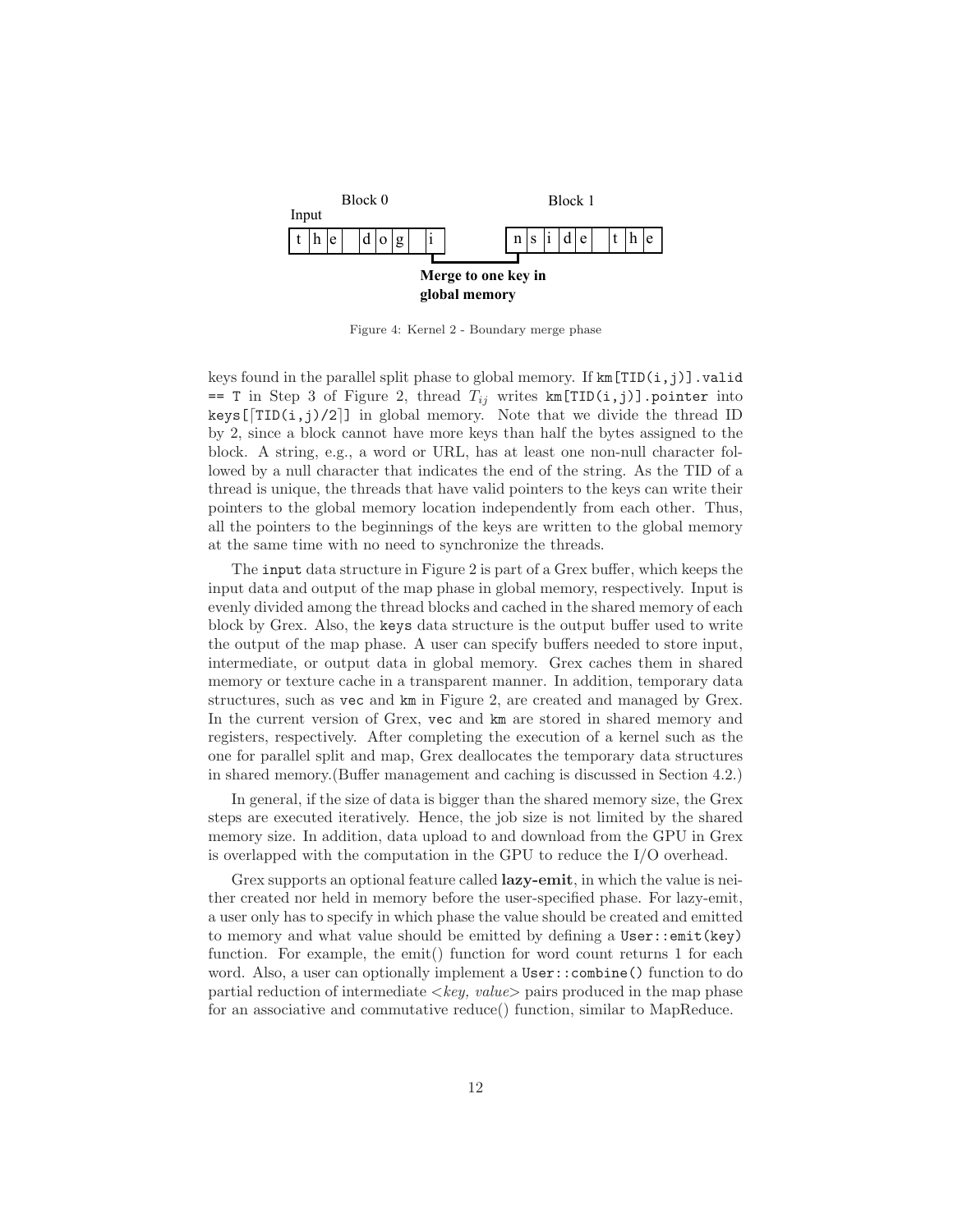Figure 4: Kernel 2 - Boundary merge phase

keys found in the parallel split phase to global memory. If `km[TID(i,j)].valid == T` in Step 3 of Figure 2, thread $T_{ij}$ writes `km[TID(i,j)].pointer` into `keys[⌈TID(i,j)/2⌉]` in global memory. Note that we divide the thread ID by 2, since a block cannot have more keys than half the bytes assigned to the block. A string, e.g., a word or URL, has at least one non-null character followed by a null character that indicates the end of the string. As the TID of a thread is unique, the threads that have valid pointers to the keys can write their pointers to the global memory location independently from each other. Thus, all the pointers to the beginnings of the keys are written to the global memory at the same time with no need to synchronize the threads.

The `input` data structure in Figure 2 is part of a Grex buffer, which keeps the input data and output of the map phase in global memory, respectively. Input is evenly divided among the thread blocks and cached in the shared memory of each block by Grex. Also, the `keys` data structure is the output buffer used to write the output of the map phase. A user can specify buffers needed to store input, intermediate, or output data in global memory. Grex caches them in shared memory or texture cache in a transparent manner. In addition, temporary data structures, such as `vec` and `km` in Figure 2, are created and managed by Grex. In the current version of Grex, `vec` and `km` are stored in shared memory and registers, respectively. After completing the execution of a kernel such as the one for parallel split and map, Grex deallocates the temporary data structures in shared memory.(Buffer management and caching is discussed in Section 4.2.)

In general, if the size of data is bigger than the shared memory size, the Grex steps are executed iteratively. Hence, the job size is not limited by the shared memory size. In addition, data upload to and download from the GPU in Grex is overlapped with the computation in the GPU to reduce the I/O overhead.

Grex supports an optional feature called **lazy-emit**, in which the value is neither created nor held in memory before the user-specified phase. For lazy-emit, a user only has to specify in which phase the value should be created and emitted to memory and what value should be emitted by defining a `User::emit(key)` function. For example, the emit() function for word count returns 1 for each word. Also, a user can optionally implement a `User::combine()` function to do partial reduction of intermediate <*key, value*> pairs produced in the map phase for an associative and commutative reduce() function, similar to MapReduce.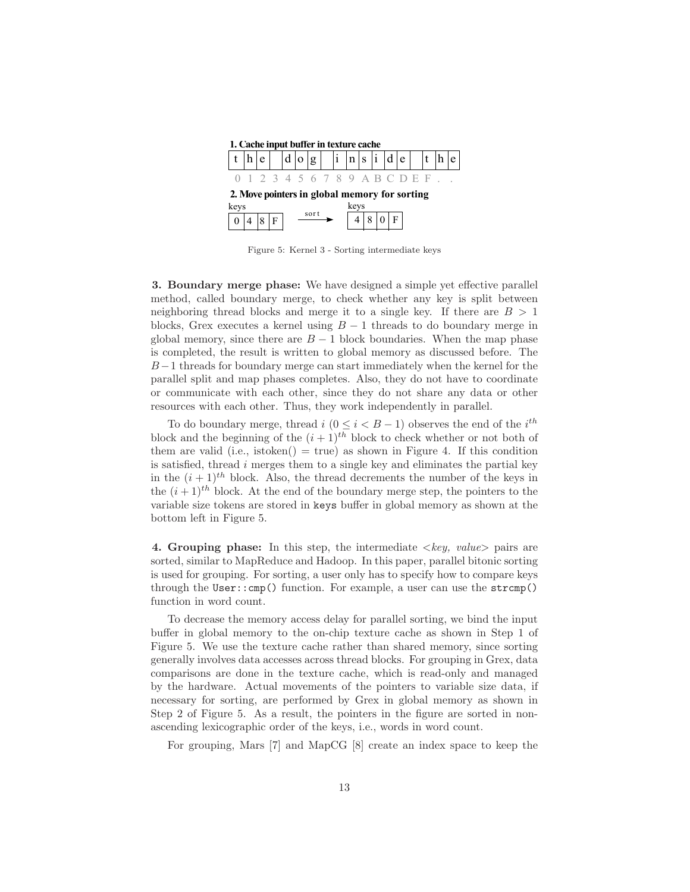**1. Cache input buffer in texture cache**

| t | h | e |  | d | o | g |  | i | n | s | i | d | e |  | t | h | e |
|---|---|---|---|---|---|---|---|---|---|---|---|---|---|---|---|---|---|
| 0 | 1 | 2 | 3 | 4 | 5 | 6 | 7 | 8 | 9 | A | B | C | D | E | F | . | . |

**2. Move pointers in global memory for sorting**

keys

| 0 | 4 | 8 | F |
|---|---|---|---|

→ sort →

keys

| 4 | 8 | 0 | F |
|---|---|---|---|

Figure 5: Kernel 3 - Sorting intermediate keys

**3. Boundary merge phase:** We have designed a simple yet effective parallel method, called boundary merge, to check whether any key is split between neighboring thread blocks and merge it to a single key. If there are $B > 1$ blocks, Grex executes a kernel using $B - 1$ threads to do boundary merge in global memory, since there are $B - 1$ block boundaries. When the map phase is completed, the result is written to global memory as discussed before. The $B - 1$ threads for boundary merge can start immediately when the kernel for the parallel split and map phases completes. Also, they do not have to coordinate or communicate with each other, since they do not share any data or other resources with each other. Thus, they work independently in parallel.

To do boundary merge, thread $i$ ($0 \leq i < B - 1$) observes the end of the $i^{th}$ block and the beginning of the $(i+1)^{th}$ block to check whether or not both of them are valid (i.e., istoken() = true) as shown in Figure 4. If this condition is satisfied, thread $i$ merges them to a single key and eliminates the partial key in the $(i+1)^{th}$ block. Also, the thread decrements the number of the keys in the $(i+1)^{th}$ block. At the end of the boundary merge step, the pointers to the variable size tokens are stored in `keys` buffer in global memory as shown at the bottom left in Figure 5.

**4. Grouping phase:** In this step, the intermediate <*key, value*> pairs are sorted, similar to MapReduce and Hadoop. In this paper, parallel bitonic sorting is used for grouping. For sorting, a user only has to specify how to compare keys through the `User::cmp()` function. For example, a user can use the `strcmp()` function in word count.

To decrease the memory access delay for parallel sorting, we bind the input buffer in global memory to the on-chip texture cache as shown in Step 1 of Figure 5. We use the texture cache rather than shared memory, since sorting generally involves data accesses across thread blocks. For grouping in Grex, data comparisons are done in the texture cache, which is read-only and managed by the hardware. Actual movements of the pointers to variable size data, if necessary for sorting, are performed by Grex in global memory as shown in Step 2 of Figure 5. As a result, the pointers in the figure are sorted in non-ascending lexicographic order of the keys, i.e., words in word count.

For grouping, Mars [7] and MapCG [8] create an index space to keep the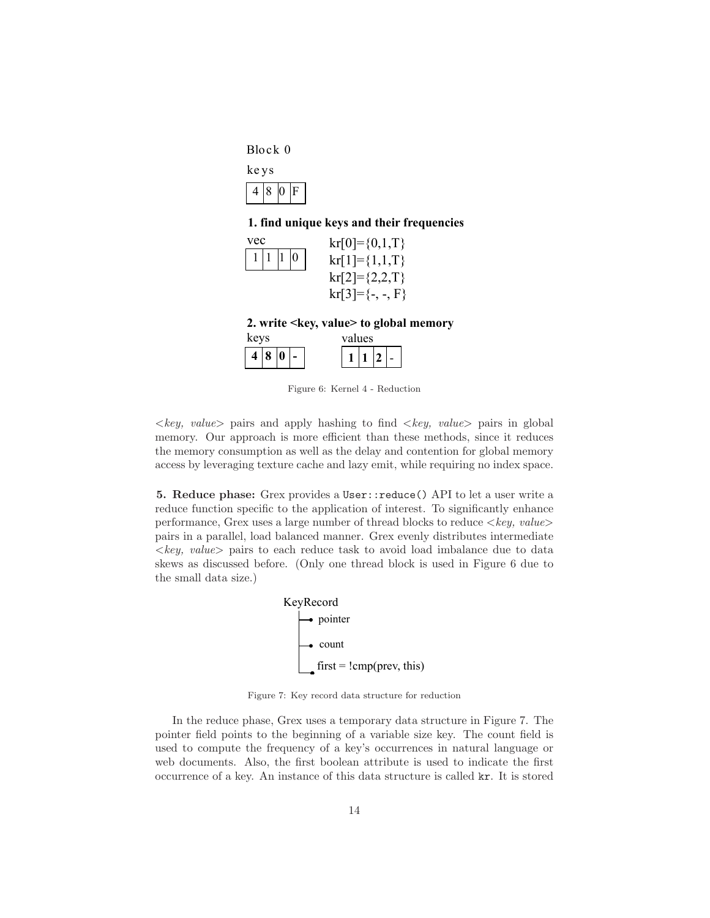Block 0

keys

| 4 | 8 | 0 | F |
|---|---|---|---|

**1. find unique keys and their frequencies**

vec

| 1 | 1 | 1 | 0 |
|---|---|---|---|

kr[0]={0,1,T}
kr[1]={1,1,T}
kr[2]={2,2,T}
kr[3]={-, -, F}

**2. write <key, value> to global memory**

keys

| **4** | **8** | **0** | - |
|---|---|---|---|

values

| **1** | **1** | **2** | - |
|---|---|---|---|

Figure 6: Kernel 4 - Reduction

<*key, value*> pairs and apply hashing to find <*key, value*> pairs in global memory. Our approach is more efficient than these methods, since it reduces the memory consumption as well as the delay and contention for global memory access by leveraging texture cache and lazy emit, while requiring no index space.

**5. Reduce phase:** Grex provides a `User::reduce()` API to let a user write a reduce function specific to the application of interest. To significantly enhance performance, Grex uses a large number of thread blocks to reduce <*key, value*> pairs in a parallel, load balanced manner. Grex evenly distributes intermediate <*key, value*> pairs to each reduce task to avoid load imbalance due to data skews as discussed before. (Only one thread block is used in Figure 6 due to the small data size.)

KeyRecord
- pointer
- count
- first = !cmp(prev, this)

Figure 7: Key record data structure for reduction

In the reduce phase, Grex uses a temporary data structure in Figure 7. The pointer field points to the beginning of a variable size key. The count field is used to compute the frequency of a key's occurrences in natural language or web documents. Also, the first boolean attribute is used to indicate the first occurrence of a key. An instance of this data structure is called `kr`. It is stored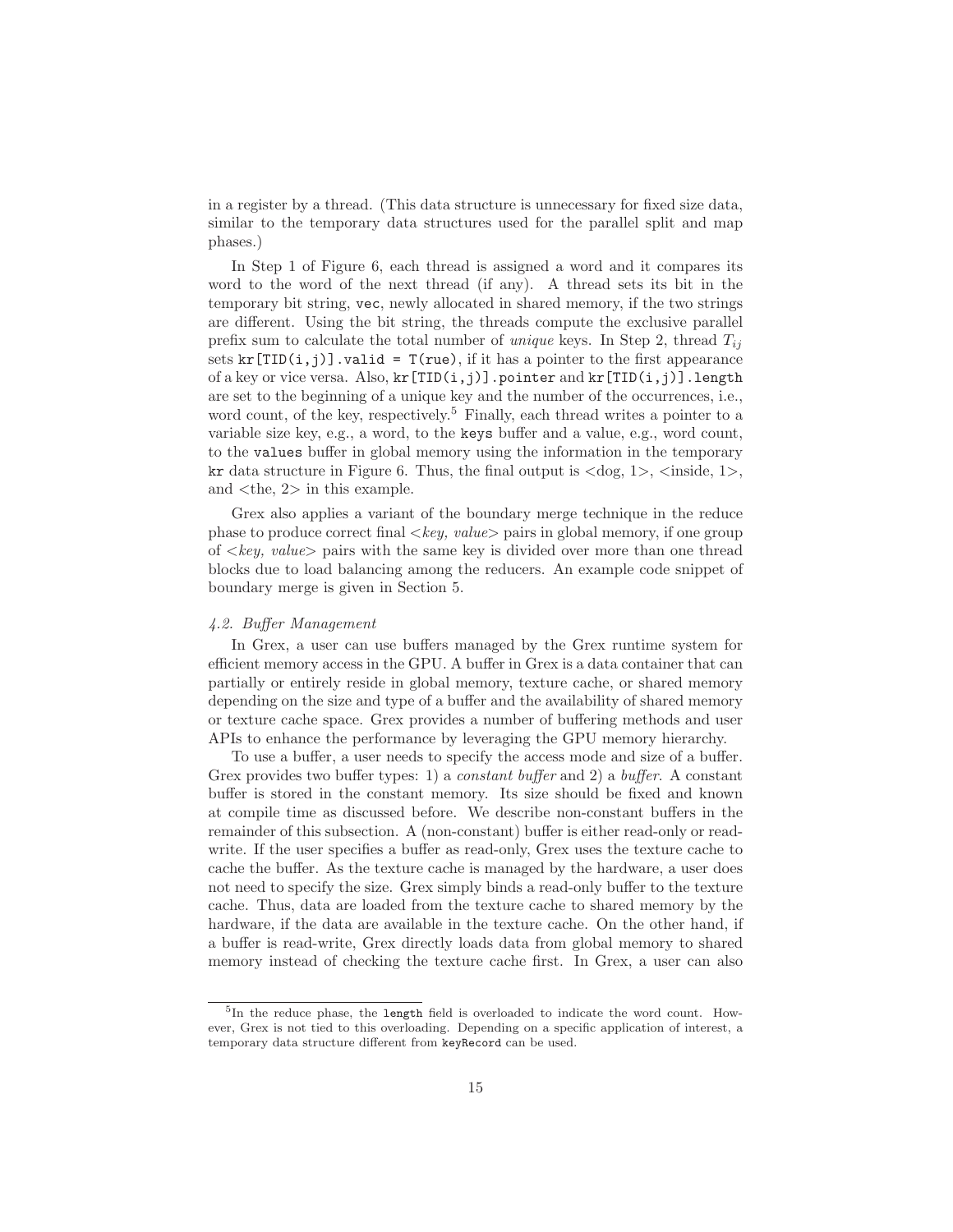in a register by a thread. (This data structure is unnecessary for fixed size data, similar to the temporary data structures used for the parallel split and map phases.)

In Step 1 of Figure 6, each thread is assigned a word and it compares its word to the word of the next thread (if any). A thread sets its bit in the temporary bit string, `vec`, newly allocated in shared memory, if the two strings are different. Using the bit string, the threads compute the exclusive parallel prefix sum to calculate the total number of *unique* keys. In Step 2, thread $T_{ij}$ sets `kr[TID(i,j)].valid = T(rue)`, if it has a pointer to the first appearance of a key or vice versa. Also, `kr[TID(i,j)].pointer` and `kr[TID(i,j)].length` are set to the beginning of a unique key and the number of the occurrences, i.e., word count, of the key, respectively.[5] Finally, each thread writes a pointer to a variable size key, e.g., a word, to the `keys` buffer and a value, e.g., word count, to the `values` buffer in global memory using the information in the temporary `kr` data structure in Figure 6. Thus, the final output is <dog, 1>, <inside, 1>, and <the, 2> in this example.

Grex also applies a variant of the boundary merge technique in the reduce phase to produce correct final <*key, value*> pairs in global memory, if one group of <*key, value*> pairs with the same key is divided over more than one thread blocks due to load balancing among the reducers. An example code snippet of boundary merge is given in Section 5.

### *4.2. Buffer Management*

In Grex, a user can use buffers managed by the Grex runtime system for efficient memory access in the GPU. A buffer in Grex is a data container that can partially or entirely reside in global memory, texture cache, or shared memory depending on the size and type of a buffer and the availability of shared memory or texture cache space. Grex provides a number of buffering methods and user APIs to enhance the performance by leveraging the GPU memory hierarchy.

To use a buffer, a user needs to specify the access mode and size of a buffer. Grex provides two buffer types: 1) a *constant buffer* and 2) a *buffer*. A constant buffer is stored in the constant memory. Its size should be fixed and known at compile time as discussed before. We describe non-constant buffers in the remainder of this subsection. A (non-constant) buffer is either read-only or read-write. If the user specifies a buffer as read-only, Grex uses the texture cache to cache the buffer. As the texture cache is managed by the hardware, a user does not need to specify the size. Grex simply binds a read-only buffer to the texture cache. Thus, data are loaded from the texture cache to shared memory by the hardware, if the data are available in the texture cache. On the other hand, if a buffer is read-write, Grex directly loads data from global memory to shared memory instead of checking the texture cache first. In Grex, a user can also

[5] In the reduce phase, the `length` field is overloaded to indicate the word count. However, Grex is not tied to this overloading. Depending on a specific application of interest, a temporary data structure different from `keyRecord` can be used.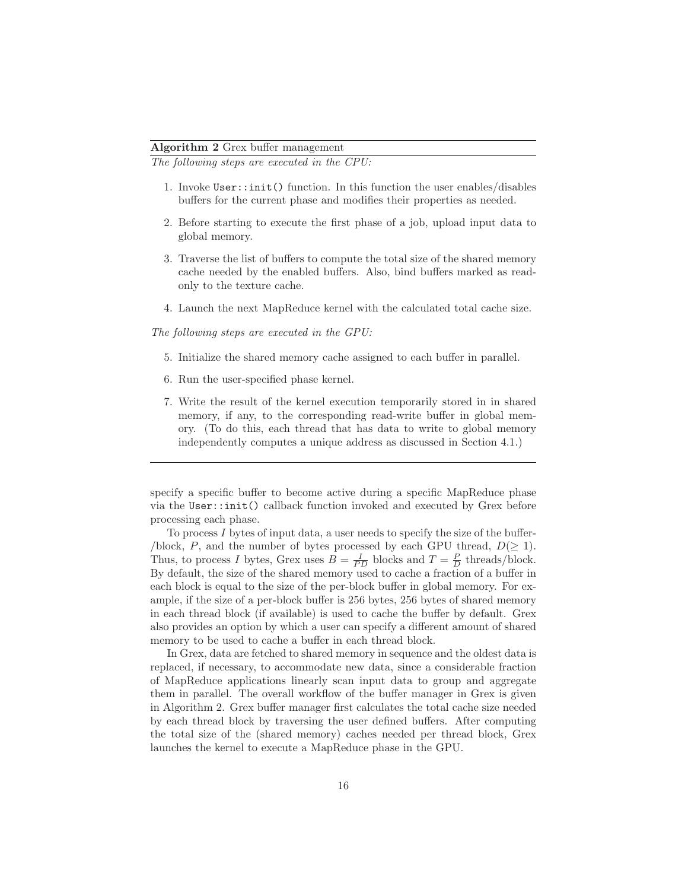**Algorithm 2** Grex buffer management

*The following steps are executed in the CPU:*

1. Invoke `User::init()` function. In this function the user enables/disables buffers for the current phase and modifies their properties as needed.
2. Before starting to execute the first phase of a job, upload input data to global memory.
3. Traverse the list of buffers to compute the total size of the shared memory cache needed by the enabled buffers. Also, bind buffers marked as read-only to the texture cache.
4. Launch the next MapReduce kernel with the calculated total cache size.

*The following steps are executed in the GPU:*

5. Initialize the shared memory cache assigned to each buffer in parallel.
6. Run the user-specified phase kernel.
7. Write the result of the kernel execution temporarily stored in in shared memory, if any, to the corresponding read-write buffer in global memory. (To do this, each thread that has data to write to global memory independently computes a unique address as discussed in Section 4.1.)

---

specify a specific buffer to become active during a specific MapReduce phase via the `User::init()` callback function invoked and executed by Grex before processing each phase.

To process $I$ bytes of input data, a user needs to specify the size of the buffer-/block, $P$, and the number of bytes processed by each GPU thread, $D (\geq 1)$. Thus, to process $I$ bytes, Grex uses $B = \frac{I}{PD}$ blocks and $T = \frac{P}{D}$ threads/block. By default, the size of the shared memory used to cache a fraction of a buffer in each block is equal to the size of the per-block buffer in global memory. For example, if the size of a per-block buffer is 256 bytes, 256 bytes of shared memory in each thread block (if available) is used to cache the buffer by default. Grex also provides an option by which a user can specify a different amount of shared memory to be used to cache a buffer in each thread block.

In Grex, data are fetched to shared memory in sequence and the oldest data is replaced, if necessary, to accommodate new data, since a considerable fraction of MapReduce applications linearly scan input data to group and aggregate them in parallel. The overall workflow of the buffer manager in Grex is given in Algorithm 2. Grex buffer manager first calculates the total cache size needed by each thread block by traversing the user defined buffers. After computing the total size of the (shared memory) caches needed per thread block, Grex launches the kernel to execute a MapReduce phase in the GPU.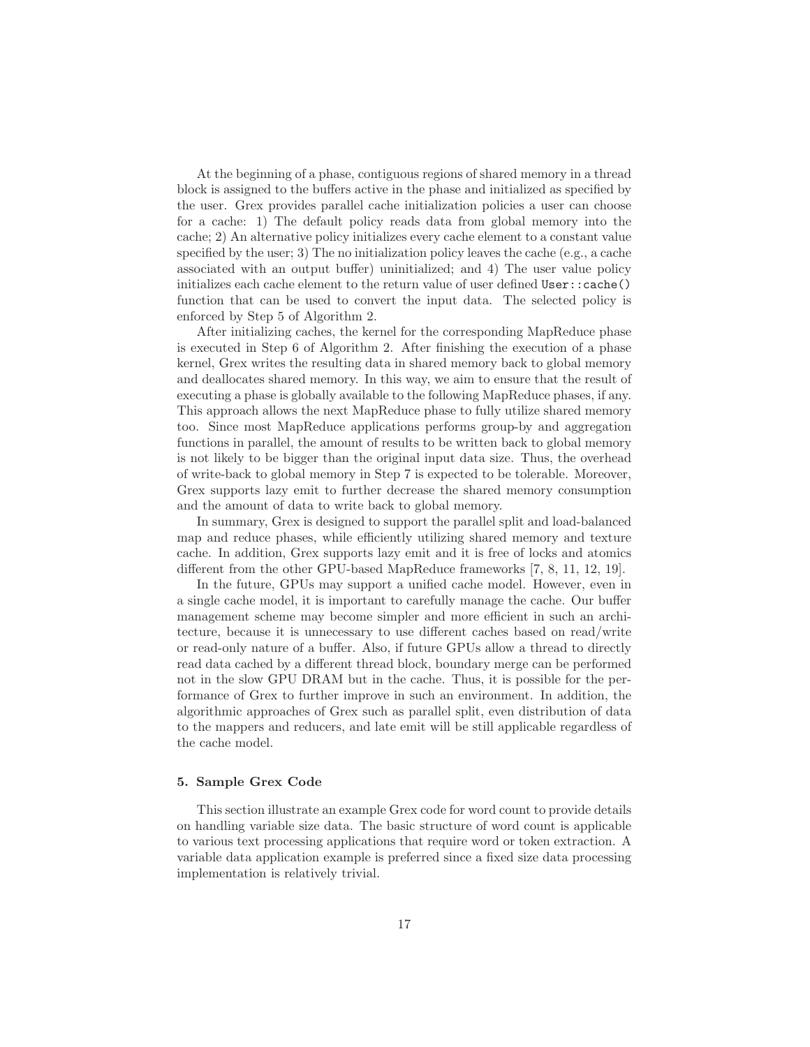At the beginning of a phase, contiguous regions of shared memory in a thread block is assigned to the buffers active in the phase and initialized as specified by the user. Grex provides parallel cache initialization policies a user can choose for a cache: 1) The default policy reads data from global memory into the cache; 2) An alternative policy initializes every cache element to a constant value specified by the user; 3) The no initialization policy leaves the cache (e.g., a cache associated with an output buffer) uninitialized; and 4) The user value policy initializes each cache element to the return value of user defined `User::cache()` function that can be used to convert the input data. The selected policy is enforced by Step 5 of Algorithm 2.

After initializing caches, the kernel for the corresponding MapReduce phase is executed in Step 6 of Algorithm 2. After finishing the execution of a phase kernel, Grex writes the resulting data in shared memory back to global memory and deallocates shared memory. In this way, we aim to ensure that the result of executing a phase is globally available to the following MapReduce phases, if any. This approach allows the next MapReduce phase to fully utilize shared memory too. Since most MapReduce applications performs group-by and aggregation functions in parallel, the amount of results to be written back to global memory is not likely to be bigger than the original input data size. Thus, the overhead of write-back to global memory in Step 7 is expected to be tolerable. Moreover, Grex supports lazy emit to further decrease the shared memory consumption and the amount of data to write back to global memory.

In summary, Grex is designed to support the parallel split and load-balanced map and reduce phases, while efficiently utilizing shared memory and texture cache. In addition, Grex supports lazy emit and it is free of locks and atomics different from the other GPU-based MapReduce frameworks [7, 8, 11, 12, 19].

In the future, GPUs may support a unified cache model. However, even in a single cache model, it is important to carefully manage the cache. Our buffer management scheme may become simpler and more efficient in such an architecture, because it is unnecessary to use different caches based on read/write or read-only nature of a buffer. Also, if future GPUs allow a thread to directly read data cached by a different thread block, boundary merge can be performed not in the slow GPU DRAM but in the cache. Thus, it is possible for the performance of Grex to further improve in such an environment. In addition, the algorithmic approaches of Grex such as parallel split, even distribution of data to the mappers and reducers, and late emit will be still applicable regardless of the cache model.

### 5. Sample Grex Code

This section illustrate an example Grex code for word count to provide details on handling variable size data. The basic structure of word count is applicable to various text processing applications that require word or token extraction. A variable data application example is preferred since a fixed size data processing implementation is relatively trivial.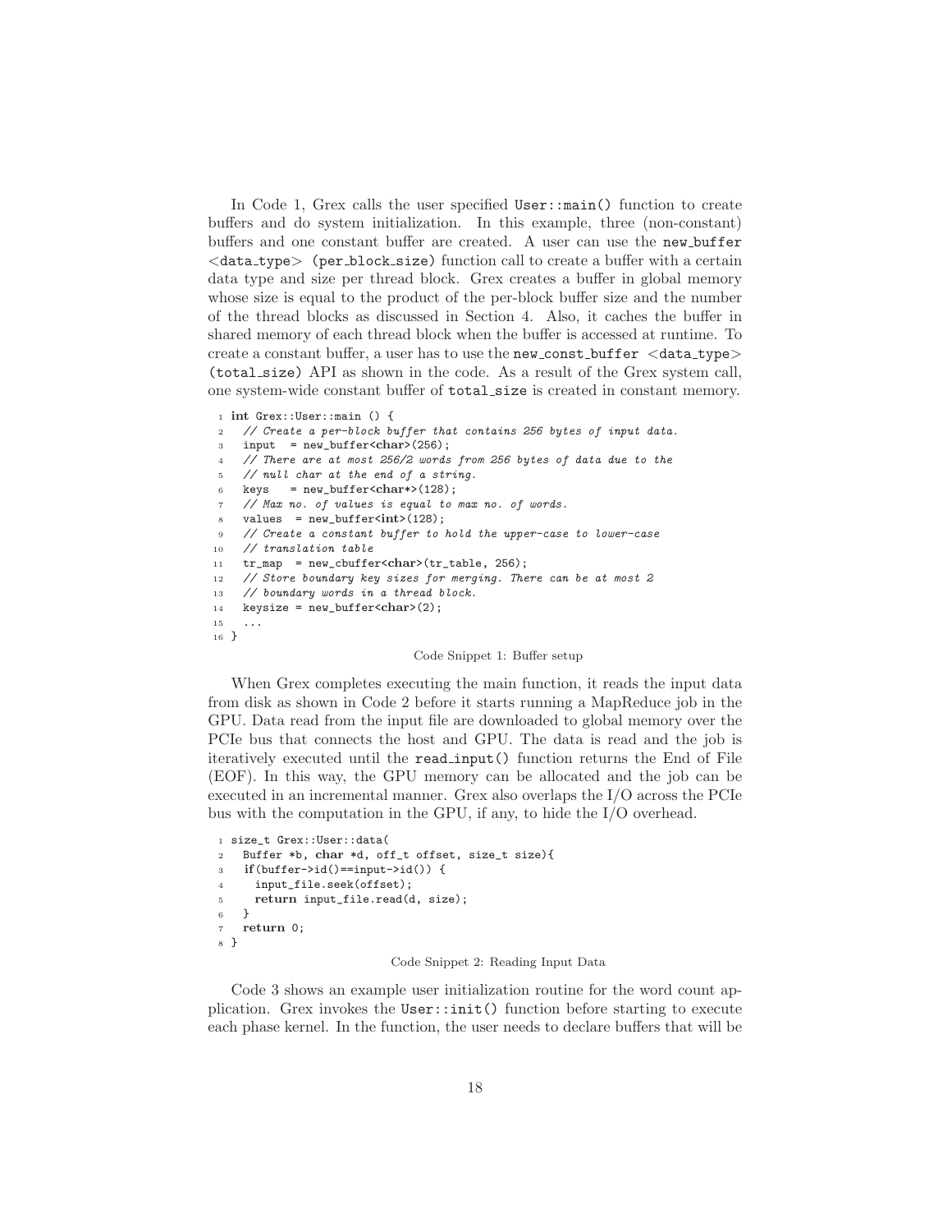In Code 1, Grex calls the user specified `User::main()` function to create buffers and do system initialization. In this example, three (non-constant) buffers and one constant buffer are created. A user can use the `new_buffer <data_type> (per_block_size)` function call to create a buffer with a certain data type and size per thread block. Grex creates a buffer in global memory whose size is equal to the product of the per-block buffer size and the number of the thread blocks as discussed in Section 4. Also, it caches the buffer in shared memory of each thread block when the buffer is accessed at runtime. To create a constant buffer, a user has to use the `new_const_buffer <data_type> (total_size)` API as shown in the code. As a result of the Grex system call, one system-wide constant buffer of `total_size` is created in constant memory.

```
1 int Grex::User::main () {
2   // Create a per-block buffer that contains 256 bytes of input data.
3   input  = new_buffer<char>(256);
4   // There are at most 256/2 words from 256 bytes of data due to the
5   // null char at the end of a string.
6   keys   = new_buffer<char*>(128);
7   // Max no. of values is equal to max no. of words.
8   values  = new_buffer<int>(128);
9   // Create a constant buffer to hold the upper-case to lower-case
10  // translation table
11  tr_map  = new_cbuffer<char>(tr_table, 256);
12  // Store boundary key sizes for merging. There can be at most 2
13  // boundary words in a thread block.
14  keysize = new_buffer<char>(2);
15  ...
16 }
```

Code Snippet 1: Buffer setup

When Grex completes executing the main function, it reads the input data from disk as shown in Code 2 before it starts running a MapReduce job in the GPU. Data read from the input file are downloaded to global memory over the PCIe bus that connects the host and GPU. The data is read and the job is iteratively executed until the `read_input()` function returns the End of File (EOF). In this way, the GPU memory can be allocated and the job can be executed in an incremental manner. Grex also overlaps the I/O across the PCIe bus with the computation in the GPU, if any, to hide the I/O overhead.

```
1 size_t Grex::User::data(
2   Buffer *b, char *d, off_t offset, size_t size){
3   if(buffer->id()==input->id()) {
4     input_file.seek(offset);
5     return input_file.read(d, size);
6   }
7   return 0;
8 }
```

Code Snippet 2: Reading Input Data

Code 3 shows an example user initialization routine for the word count application. Grex invokes the `User::init()` function before starting to execute each phase kernel. In the function, the user needs to declare buffers that will be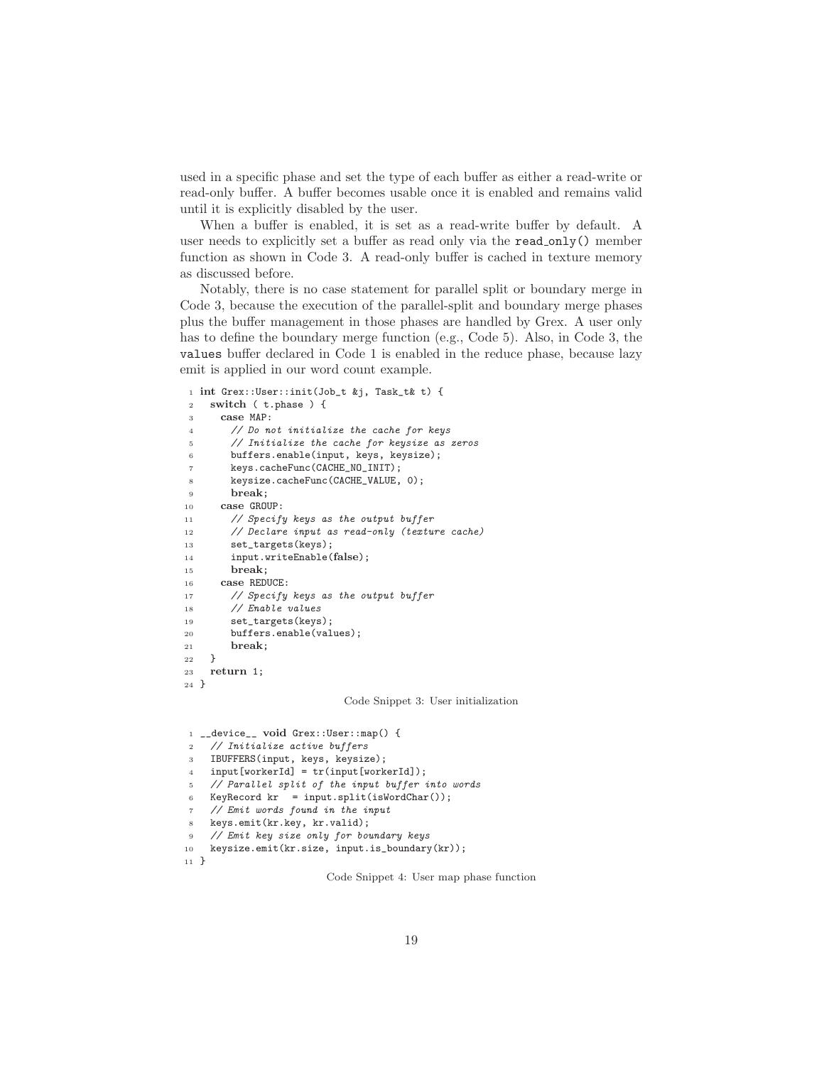used in a specific phase and set the type of each buffer as either a read-write or read-only buffer. A buffer becomes usable once it is enabled and remains valid until it is explicitly disabled by the user.

When a buffer is enabled, it is set as a read-write buffer by default. A user needs to explicitly set a buffer as read only via the `read_only()` member function as shown in Code 3. A read-only buffer is cached in texture memory as discussed before.

Notably, there is no case statement for parallel split or boundary merge in Code 3, because the execution of the parallel-split and boundary merge phases plus the buffer management in those phases are handled by Grex. A user only has to define the boundary merge function (e.g., Code 5). Also, in Code 3, the `values` buffer declared in Code 1 is enabled in the reduce phase, because lazy emit is applied in our word count example.

```
1  int Grex::User::init(Job_t &j, Task_t& t) {
2    switch ( t.phase ) {
3      case MAP:
4        // Do not initialize the cache for keys
5        // Initialize the cache for keysize as zeros
6        buffers.enable(input, keys, keysize);
7        keys.cacheFunc(CACHE_NO_INIT);
8        keysize.cacheFunc(CACHE_VALUE, 0);
9        break;
10     case GROUP:
11       // Specify keys as the output buffer
12       // Declare input as read-only (texture cache)
13       set_targets(keys);
14       input.writeEnable(false);
15       break;
16     case REDUCE:
17       // Specify keys as the output buffer
18       // Enable values
19       set_targets(keys);
20       buffers.enable(values);
21       break;
22   }
23   return 1;
24 }
```

Code Snippet 3: User initialization

```
1  __device__ void Grex::User::map() {
2    // Initialize active buffers
3    IBUFFERS(input, keys, keysize);
4    input[workerId] = tr(input[workerId]);
5    // Parallel split of the input buffer into words
6    KeyRecord kr  = input.split(isWordChar());
7    // Emit words found in the input
8    keys.emit(kr.key, kr.valid);
9    // Emit key size only for boundary keys
10   keysize.emit(kr.size, input.is_boundary(kr));
11 }
```

Code Snippet 4: User map phase function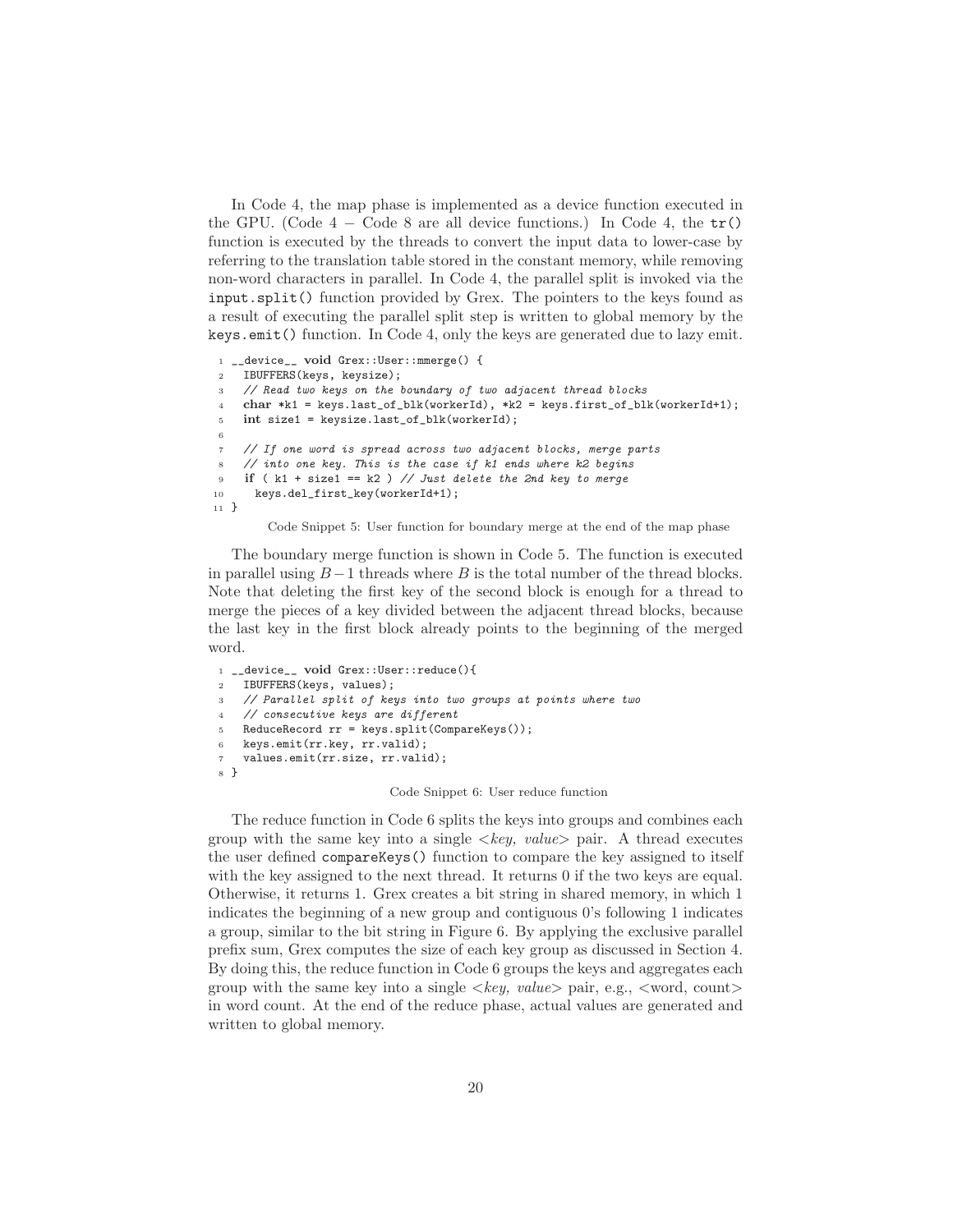In Code 4, the map phase is implemented as a device function executed in the GPU. (Code 4 − Code 8 are all device functions.) In Code 4, the `tr()` function is executed by the threads to convert the input data to lower-case by referring to the translation table stored in the constant memory, while removing non-word characters in parallel. In Code 4, the parallel split is invoked via the `input.split()` function provided by Grex. The pointers to the keys found as a result of executing the parallel split step is written to global memory by the `keys.emit()` function. In Code 4, only the keys are generated due to lazy emit.

```
1  __device__ void Grex::User::mmerge() {
2    IBUFFERS(keys, keysize);
3    // Read two keys on the boundary of two adjacent thread blocks
4    char *k1 = keys.last_of_blk(workerId), *k2 = keys.first_of_blk(workerId+1);
5    int size1 = keysize.last_of_blk(workerId);
6
7    // If one word is spread across two adjacent blocks, merge parts
8    // into one key. This is the case if k1 ends where k2 begins
9    if ( k1 + size1 == k2 ) // Just delete the 2nd key to merge
10     keys.del_first_key(workerId+1);
11 }
```

Code Snippet 5: User function for boundary merge at the end of the map phase

The boundary merge function is shown in Code 5. The function is executed in parallel using $B-1$ threads where $B$ is the total number of the thread blocks. Note that deleting the first key of the second block is enough for a thread to merge the pieces of a key divided between the adjacent thread blocks, because the last key in the first block already points to the beginning of the merged word.

```
1 __device__ void Grex::User::reduce(){
2   IBUFFERS(keys, values);
3   // Parallel split of keys into two groups at points where two
4   // consecutive keys are different
5   ReduceRecord rr = keys.split(CompareKeys());
6   keys.emit(rr.key, rr.valid);
7   values.emit(rr.size, rr.valid);
8 }
```

Code Snippet 6: User reduce function

The reduce function in Code 6 splits the keys into groups and combines each group with the same key into a single <*key, value*> pair. A thread executes the user defined `compareKeys()` function to compare the key assigned to itself with the key assigned to the next thread. It returns 0 if the two keys are equal. Otherwise, it returns 1. Grex creates a bit string in shared memory, in which 1 indicates the beginning of a new group and contiguous 0's following 1 indicates a group, similar to the bit string in Figure 6. By applying the exclusive parallel prefix sum, Grex computes the size of each key group as discussed in Section 4. By doing this, the reduce function in Code 6 groups the keys and aggregates each group with the same key into a single <*key, value*> pair, e.g., <word, count> in word count. At the end of the reduce phase, actual values are generated and written to global memory.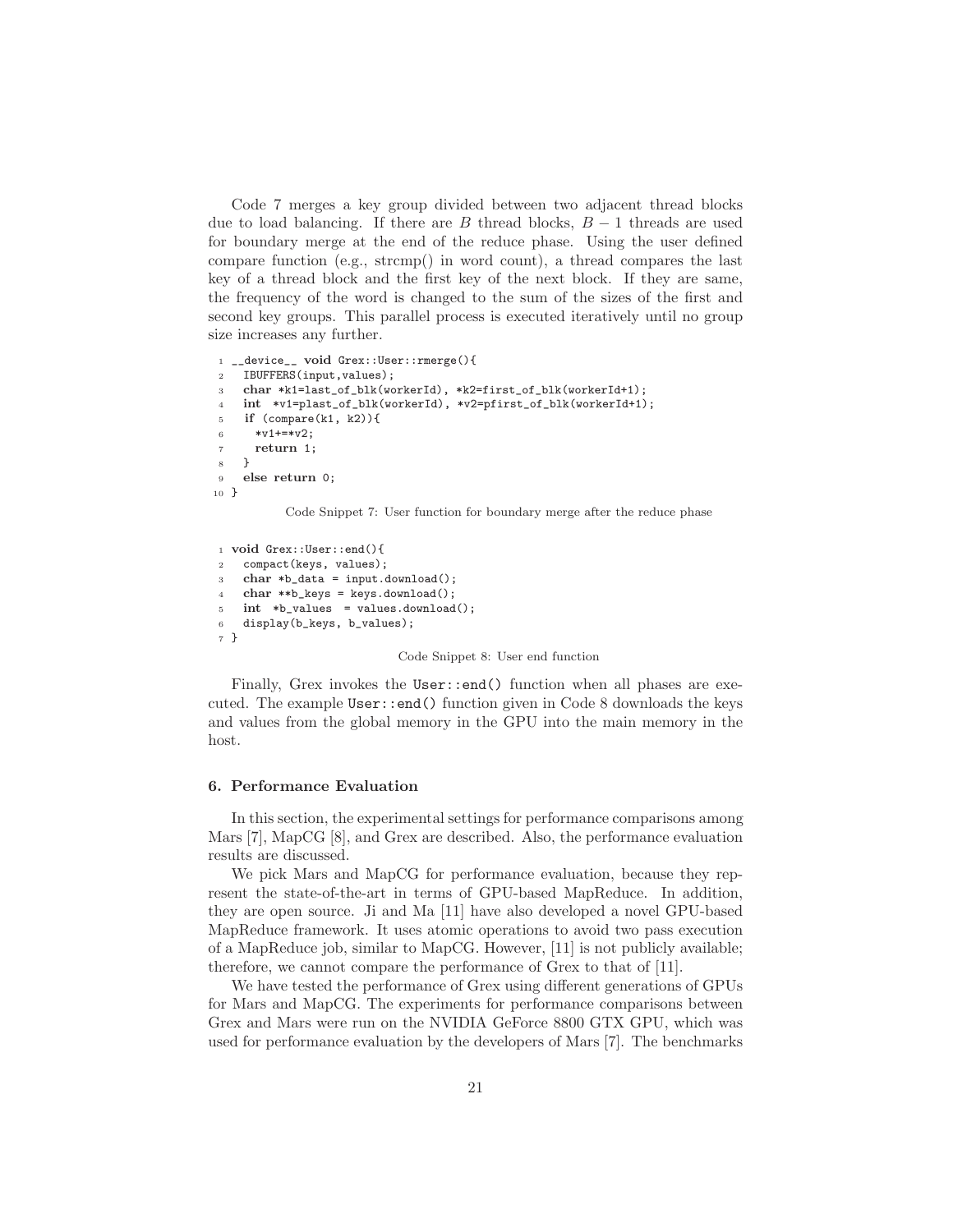Code 7 merges a key group divided between two adjacent thread blocks due to load balancing. If there are $B$ thread blocks, $B - 1$ threads are used for boundary merge at the end of the reduce phase. Using the user defined compare function (e.g., strcmp() in word count), a thread compares the last key of a thread block and the first key of the next block. If they are same, the frequency of the word is changed to the sum of the sizes of the first and second key groups. This parallel process is executed iteratively until no group size increases any further.

```
1  __device__ void Grex::User::rmerge(){
2    IBUFFERS(input,values);
3    char *k1=last_of_blk(workerId), *k2=first_of_blk(workerId+1);
4    int  *v1=plast_of_blk(workerId), *v2=pfirst_of_blk(workerId+1);
5    if (compare(k1, k2)){
6      *v1+=*v2;
7      return 1;
8    }
9    else return 0;
10 }
```

Code Snippet 7: User function for boundary merge after the reduce phase

```
1 void Grex::User::end(){
2   compact(keys, values);
3   char *b_data = input.download();
4   char **b_keys = keys.download();
5   int  *b_values  = values.download();
6   display(b_keys, b_values);
7 }
```

Code Snippet 8: User end function

Finally, Grex invokes the `User::end()` function when all phases are executed. The example `User::end()` function given in Code 8 downloads the keys and values from the global memory in the GPU into the main memory in the host.

### 6. Performance Evaluation

In this section, the experimental settings for performance comparisons among Mars [7], MapCG [8], and Grex are described. Also, the performance evaluation results are discussed.

We pick Mars and MapCG for performance evaluation, because they represent the state-of-the-art in terms of GPU-based MapReduce. In addition, they are open source. Ji and Ma [11] have also developed a novel GPU-based MapReduce framework. It uses atomic operations to avoid two pass execution of a MapReduce job, similar to MapCG. However, [11] is not publicly available; therefore, we cannot compare the performance of Grex to that of [11].

We have tested the performance of Grex using different generations of GPUs for Mars and MapCG. The experiments for performance comparisons between Grex and Mars were run on the NVIDIA GeForce 8800 GTX GPU, which was used for performance evaluation by the developers of Mars [7]. The benchmarks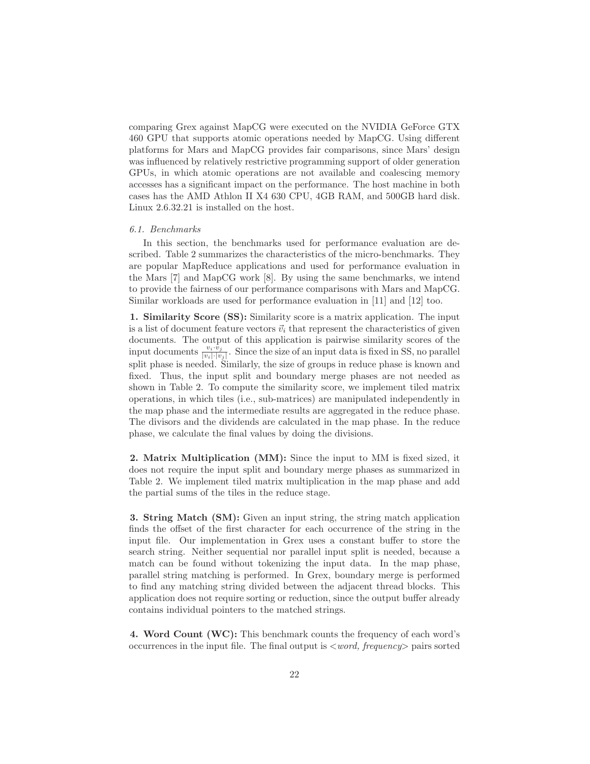comparing Grex against MapCG were executed on the NVIDIA GeForce GTX 460 GPU that supports atomic operations needed by MapCG. Using different platforms for Mars and MapCG provides fair comparisons, since Mars' design was influenced by relatively restrictive programming support of older generation GPUs, in which atomic operations are not available and coalescing memory accesses has a significant impact on the performance. The host machine in both cases has the AMD Athlon II X4 630 CPU, 4GB RAM, and 500GB hard disk. Linux 2.6.32.21 is installed on the host.

### *6.1. Benchmarks*

In this section, the benchmarks used for performance evaluation are described. Table 2 summarizes the characteristics of the micro-benchmarks. They are popular MapReduce applications and used for performance evaluation in the Mars [7] and MapCG work [8]. By using the same benchmarks, we intend to provide the fairness of our performance comparisons with Mars and MapCG. Similar workloads are used for performance evaluation in [11] and [12] too.

**1. Similarity Score (SS):** Similarity score is a matrix application. The input is a list of document feature vectors $\vec{v}_i$ that represent the characteristics of given documents. The output of this application is pairwise similarity scores of the input documents $\frac{v_i \cdot v_j}{|v_i| \cdot |v_j|}$. Since the size of an input data is fixed in SS, no parallel split phase is needed. Similarly, the size of groups in reduce phase is known and fixed. Thus, the input split and boundary merge phases are not needed as shown in Table 2. To compute the similarity score, we implement tiled matrix operations, in which tiles (i.e., sub-matrices) are manipulated independently in the map phase and the intermediate results are aggregated in the reduce phase. The divisors and the dividends are calculated in the map phase. In the reduce phase, we calculate the final values by doing the divisions.

**2. Matrix Multiplication (MM):** Since the input to MM is fixed sized, it does not require the input split and boundary merge phases as summarized in Table 2. We implement tiled matrix multiplication in the map phase and add the partial sums of the tiles in the reduce stage.

**3. String Match (SM):** Given an input string, the string match application finds the offset of the first character for each occurrence of the string in the input file. Our implementation in Grex uses a constant buffer to store the search string. Neither sequential nor parallel input split is needed, because a match can be found without tokenizing the input data. In the map phase, parallel string matching is performed. In Grex, boundary merge is performed to find any matching string divided between the adjacent thread blocks. This application does not require sorting or reduction, since the output buffer already contains individual pointers to the matched strings.

**4. Word Count (WC):** This benchmark counts the frequency of each word's occurrences in the input file. The final output is <*word, frequency*> pairs sorted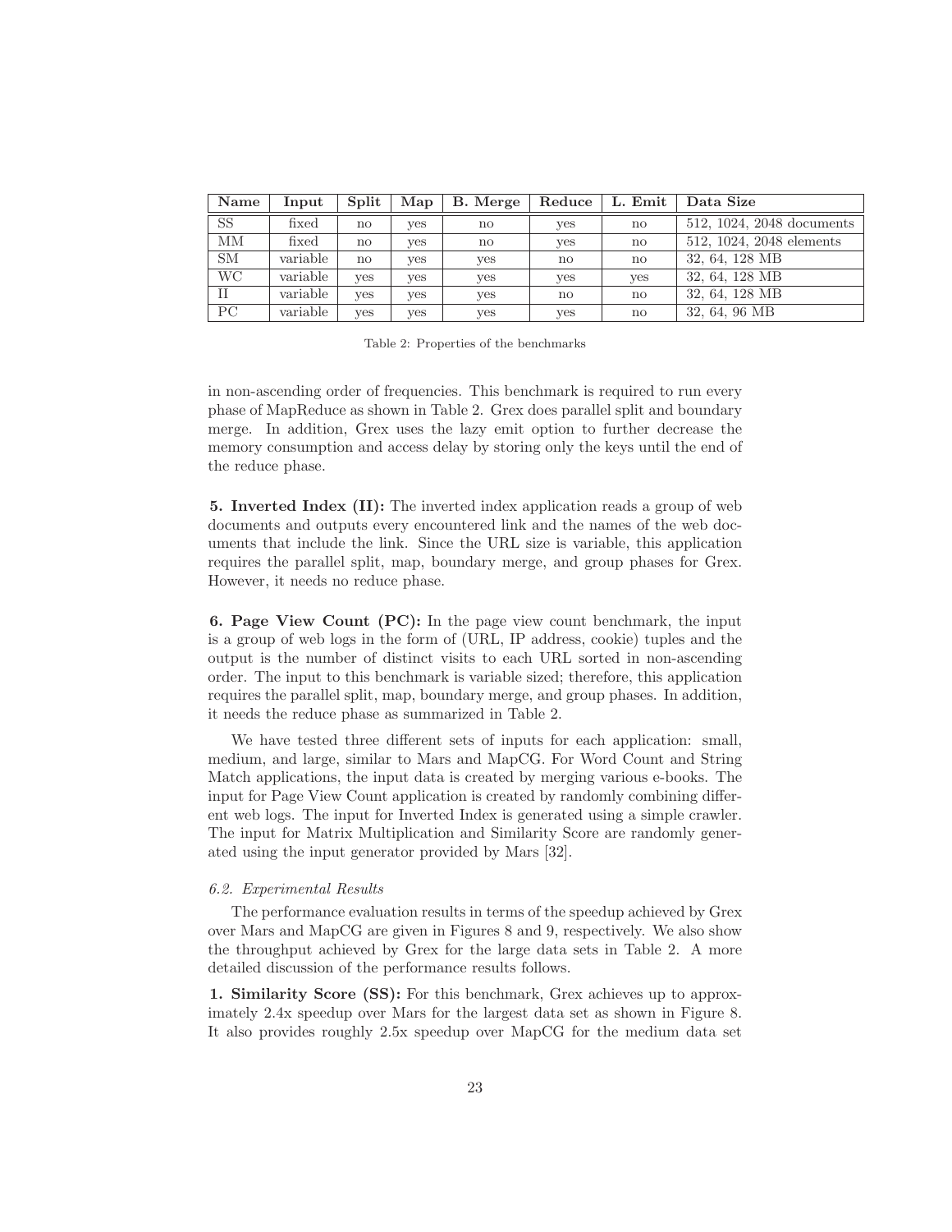| Name | Input | Split | Map | B. Merge | Reduce | L. Emit | Data Size |
|---|---|---|---|---|---|---|---|
| SS | fixed | no | yes | no | yes | no | 512, 1024, 2048 documents |
| MM | fixed | no | yes | no | yes | no | 512, 1024, 2048 elements |
| SM | variable | no | yes | yes | no | no | 32, 64, 128 MB |
| WC | variable | yes | yes | yes | yes | yes | 32, 64, 128 MB |
| II | variable | yes | yes | yes | no | no | 32, 64, 128 MB |
| PC | variable | yes | yes | yes | yes | no | 32, 64, 96 MB |

Table 2: Properties of the benchmarks

in non-ascending order of frequencies. This benchmark is required to run every phase of MapReduce as shown in Table 2. Grex does parallel split and boundary merge. In addition, Grex uses the lazy emit option to further decrease the memory consumption and access delay by storing only the keys until the end of the reduce phase.

**5. Inverted Index (II):** The inverted index application reads a group of web documents and outputs every encountered link and the names of the web documents that include the link. Since the URL size is variable, this application requires the parallel split, map, boundary merge, and group phases for Grex. However, it needs no reduce phase.

**6. Page View Count (PC):** In the page view count benchmark, the input is a group of web logs in the form of (URL, IP address, cookie) tuples and the output is the number of distinct visits to each URL sorted in non-ascending order. The input to this benchmark is variable sized; therefore, this application requires the parallel split, map, boundary merge, and group phases. In addition, it needs the reduce phase as summarized in Table 2.

We have tested three different sets of inputs for each application: small, medium, and large, similar to Mars and MapCG. For Word Count and String Match applications, the input data is created by merging various e-books. The input for Page View Count application is created by randomly combining different web logs. The input for Inverted Index is generated using a simple crawler. The input for Matrix Multiplication and Similarity Score are randomly generated using the input generator provided by Mars [32].

### *6.2. Experimental Results*

The performance evaluation results in terms of the speedup achieved by Grex over Mars and MapCG are given in Figures 8 and 9, respectively. We also show the throughput achieved by Grex for the large data sets in Table 2. A more detailed discussion of the performance results follows.

**1. Similarity Score (SS):** For this benchmark, Grex achieves up to approximately 2.4x speedup over Mars for the largest data set as shown in Figure 8. It also provides roughly 2.5x speedup over MapCG for the medium data set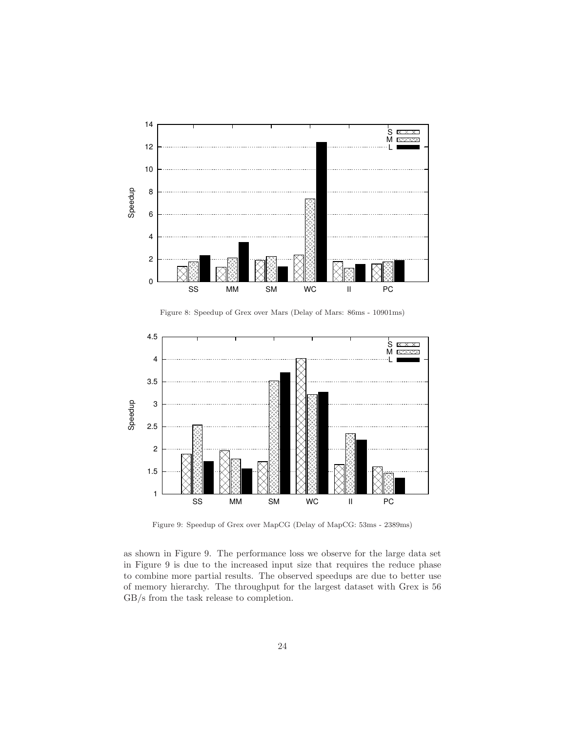Figure 8: Speedup of Grex over Mars (Delay of Mars: 86ms - 10901ms)

Figure 9: Speedup of Grex over MapCG (Delay of MapCG: 53ms - 2389ms)

as shown in Figure 9. The performance loss we observe for the large data set in Figure 9 is due to the increased input size that requires the reduce phase to combine more partial results. The observed speedups are due to better use of memory hierarchy. The throughput for the largest dataset with Grex is 56 GB/s from the task release to completion.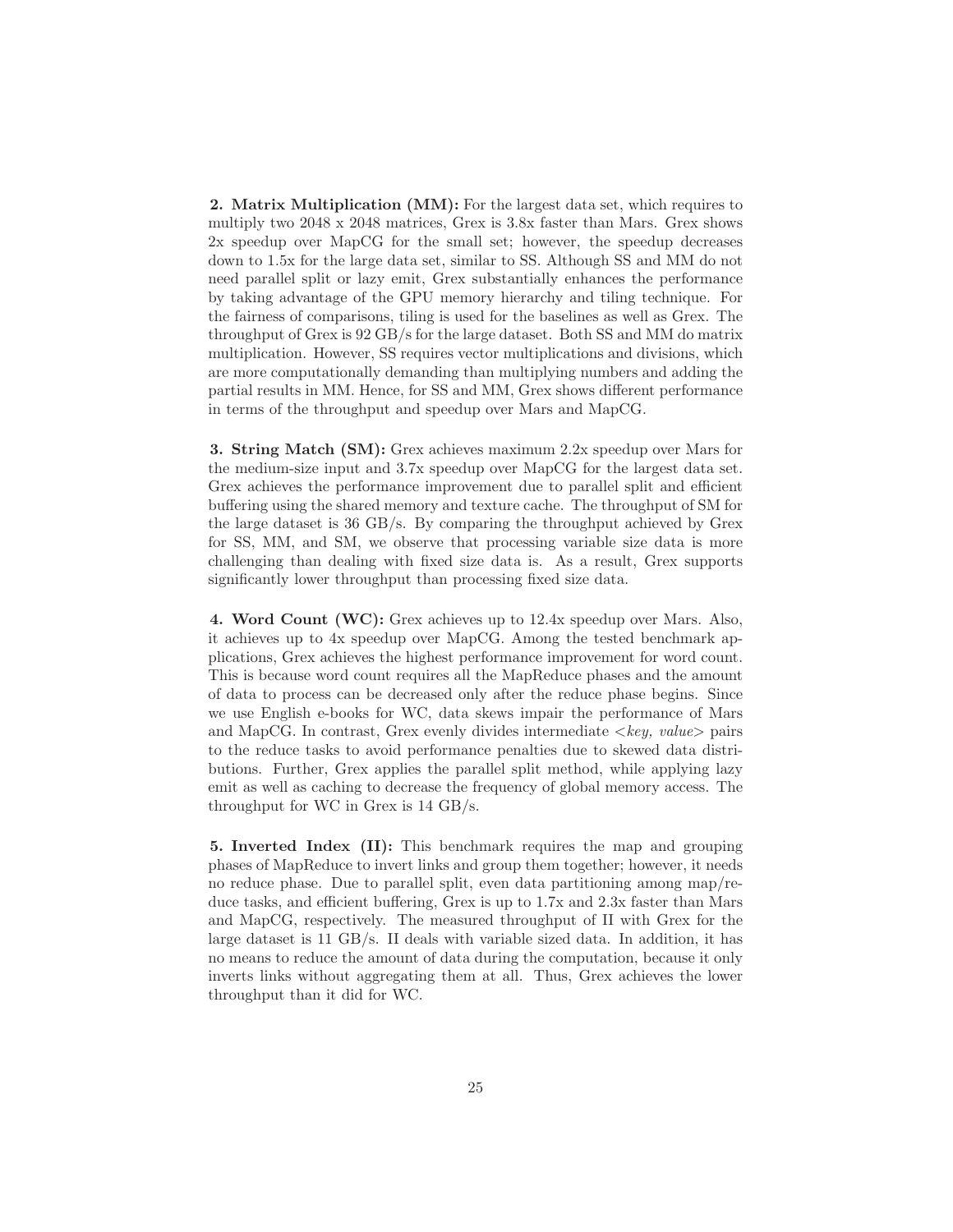**2. Matrix Multiplication (MM):** For the largest data set, which requires to multiply two 2048 x 2048 matrices, Grex is 3.8x faster than Mars. Grex shows 2x speedup over MapCG for the small set; however, the speedup decreases down to 1.5x for the large data set, similar to SS. Although SS and MM do not need parallel split or lazy emit, Grex substantially enhances the performance by taking advantage of the GPU memory hierarchy and tiling technique. For the fairness of comparisons, tiling is used for the baselines as well as Grex. The throughput of Grex is 92 GB/s for the large dataset. Both SS and MM do matrix multiplication. However, SS requires vector multiplications and divisions, which are more computationally demanding than multiplying numbers and adding the partial results in MM. Hence, for SS and MM, Grex shows different performance in terms of the throughput and speedup over Mars and MapCG.

**3. String Match (SM):** Grex achieves maximum 2.2x speedup over Mars for the medium-size input and 3.7x speedup over MapCG for the largest data set. Grex achieves the performance improvement due to parallel split and efficient buffering using the shared memory and texture cache. The throughput of SM for the large dataset is 36 GB/s. By comparing the throughput achieved by Grex for SS, MM, and SM, we observe that processing variable size data is more challenging than dealing with fixed size data is. As a result, Grex supports significantly lower throughput than processing fixed size data.

**4. Word Count (WC):** Grex achieves up to 12.4x speedup over Mars. Also, it achieves up to 4x speedup over MapCG. Among the tested benchmark applications, Grex achieves the highest performance improvement for word count. This is because word count requires all the MapReduce phases and the amount of data to process can be decreased only after the reduce phase begins. Since we use English e-books for WC, data skews impair the performance of Mars and MapCG. In contrast, Grex evenly divides intermediate <*key, value*> pairs to the reduce tasks to avoid performance penalties due to skewed data distributions. Further, Grex applies the parallel split method, while applying lazy emit as well as caching to decrease the frequency of global memory access. The throughput for WC in Grex is 14 GB/s.

**5. Inverted Index (II):** This benchmark requires the map and grouping phases of MapReduce to invert links and group them together; however, it needs no reduce phase. Due to parallel split, even data partitioning among map/reduce tasks, and efficient buffering, Grex is up to 1.7x and 2.3x faster than Mars and MapCG, respectively. The measured throughput of II with Grex for the large dataset is 11 GB/s. II deals with variable sized data. In addition, it has no means to reduce the amount of data during the computation, because it only inverts links without aggregating them at all. Thus, Grex achieves the lower throughput than it did for WC.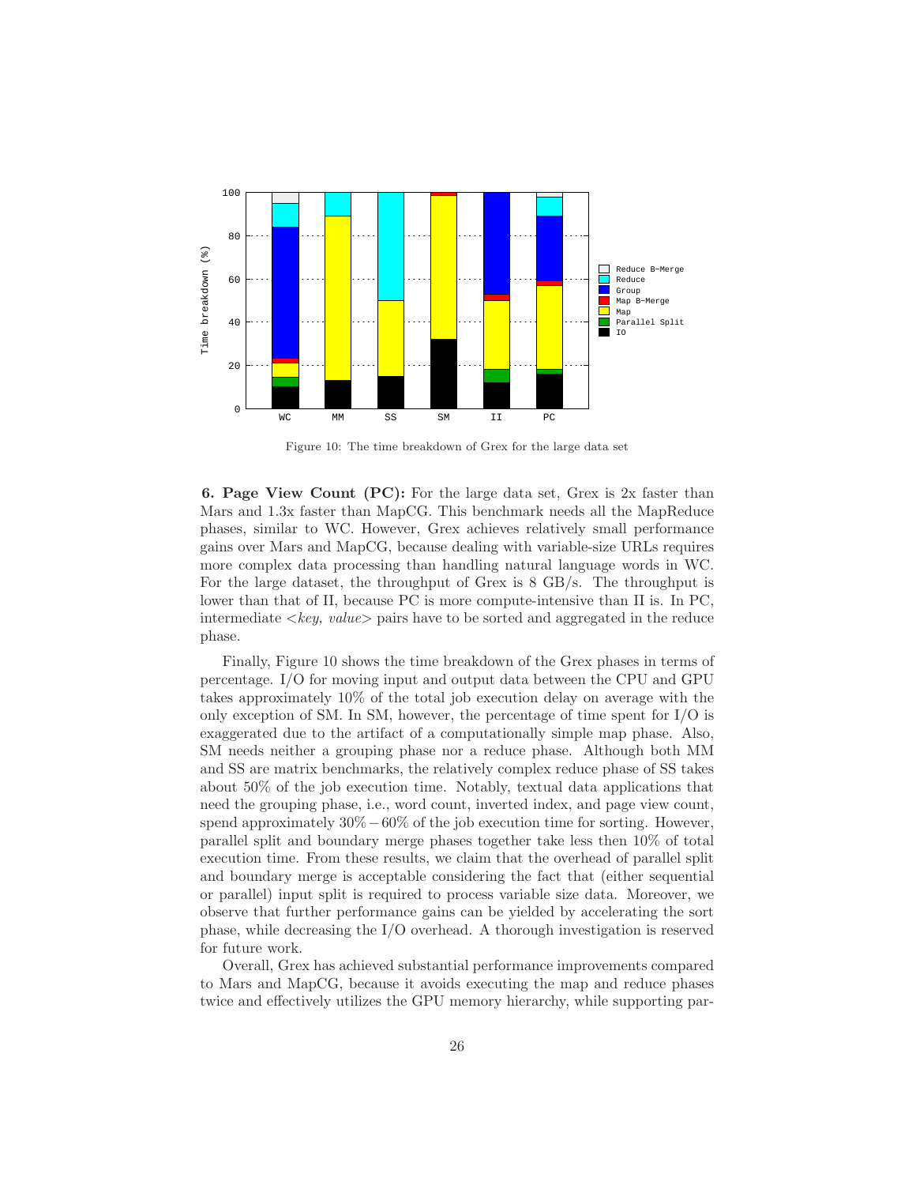Figure 10: The time breakdown of Grex for the large data set

**6. Page View Count (PC):** For the large data set, Grex is 2x faster than Mars and 1.3x faster than MapCG. This benchmark needs all the MapReduce phases, similar to WC. However, Grex achieves relatively small performance gains over Mars and MapCG, because dealing with variable-size URLs requires more complex data processing than handling natural language words in WC. For the large dataset, the throughput of Grex is 8 GB/s. The throughput is lower than that of II, because PC is more compute-intensive than II is. In PC, intermediate <*key, value*> pairs have to be sorted and aggregated in the reduce phase.

Finally, Figure 10 shows the time breakdown of the Grex phases in terms of percentage. I/O for moving input and output data between the CPU and GPU takes approximately 10% of the total job execution delay on average with the only exception of SM. In SM, however, the percentage of time spent for I/O is exaggerated due to the artifact of a computationally simple map phase. Also, SM needs neither a grouping phase nor a reduce phase. Although both MM and SS are matrix benchmarks, the relatively complex reduce phase of SS takes about 50% of the job execution time. Notably, textual data applications that need the grouping phase, i.e., word count, inverted index, and page view count, spend approximately $30\% - 60\%$ of the job execution time for sorting. However, parallel split and boundary merge phases together take less then 10% of total execution time. From these results, we claim that the overhead of parallel split and boundary merge is acceptable considering the fact that (either sequential or parallel) input split is required to process variable size data. Moreover, we observe that further performance gains can be yielded by accelerating the sort phase, while decreasing the I/O overhead. A thorough investigation is reserved for future work.

Overall, Grex has achieved substantial performance improvements compared to Mars and MapCG, because it avoids executing the map and reduce phases twice and effectively utilizes the GPU memory hierarchy, while supporting par-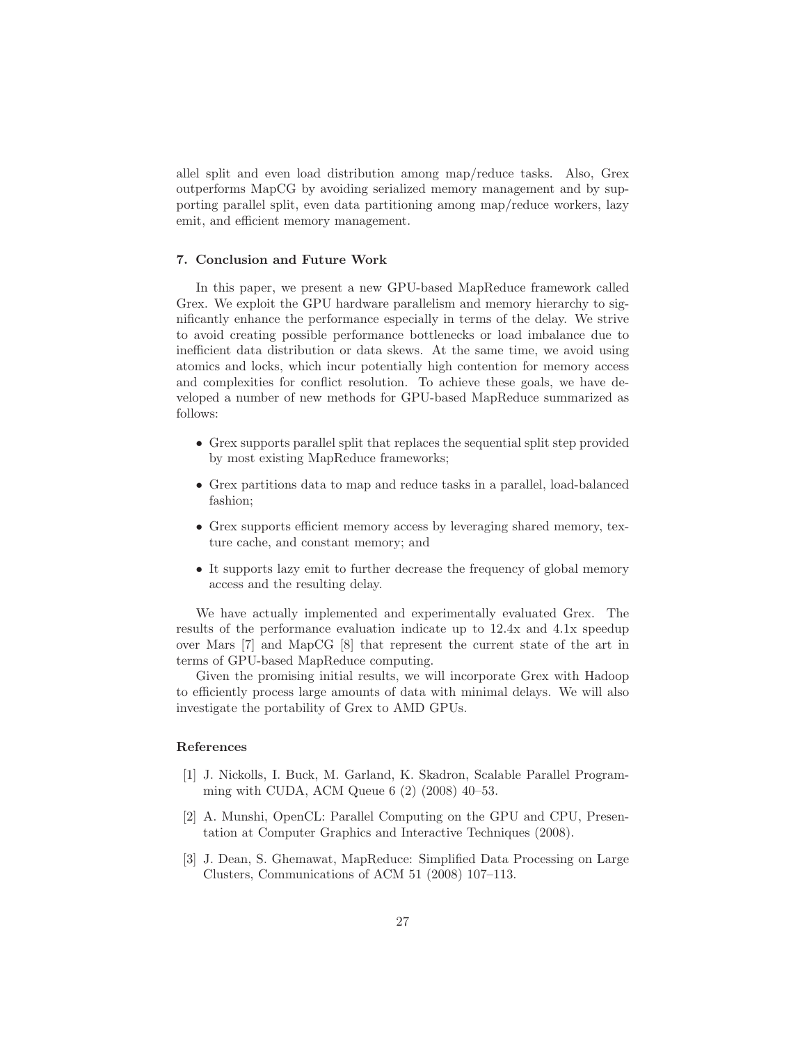allel split and even load distribution among map/reduce tasks. Also, Grex outperforms MapCG by avoiding serialized memory management and by supporting parallel split, even data partitioning among map/reduce workers, lazy emit, and efficient memory management.

## 7. Conclusion and Future Work

In this paper, we present a new GPU-based MapReduce framework called Grex. We exploit the GPU hardware parallelism and memory hierarchy to significantly enhance the performance especially in terms of the delay. We strive to avoid creating possible performance bottlenecks or load imbalance due to inefficient data distribution or data skews. At the same time, we avoid using atomics and locks, which incur potentially high contention for memory access and complexities for conflict resolution. To achieve these goals, we have developed a number of new methods for GPU-based MapReduce summarized as follows:

- Grex supports parallel split that replaces the sequential split step provided by most existing MapReduce frameworks;
- Grex partitions data to map and reduce tasks in a parallel, load-balanced fashion;
- Grex supports efficient memory access by leveraging shared memory, texture cache, and constant memory; and
- It supports lazy emit to further decrease the frequency of global memory access and the resulting delay.

We have actually implemented and experimentally evaluated Grex. The results of the performance evaluation indicate up to 12.4x and 4.1x speedup over Mars [7] and MapCG [8] that represent the current state of the art in terms of GPU-based MapReduce computing.

Given the promising initial results, we will incorporate Grex with Hadoop to efficiently process large amounts of data with minimal delays. We will also investigate the portability of Grex to AMD GPUs.

## References

[1] J. Nickolls, I. Buck, M. Garland, K. Skadron, Scalable Parallel Programming with CUDA, ACM Queue 6 (2) (2008) 40–53.

[2] A. Munshi, OpenCL: Parallel Computing on the GPU and CPU, Presentation at Computer Graphics and Interactive Techniques (2008).

[3] J. Dean, S. Ghemawat, MapReduce: Simplified Data Processing on Large Clusters, Communications of ACM 51 (2008) 107–113.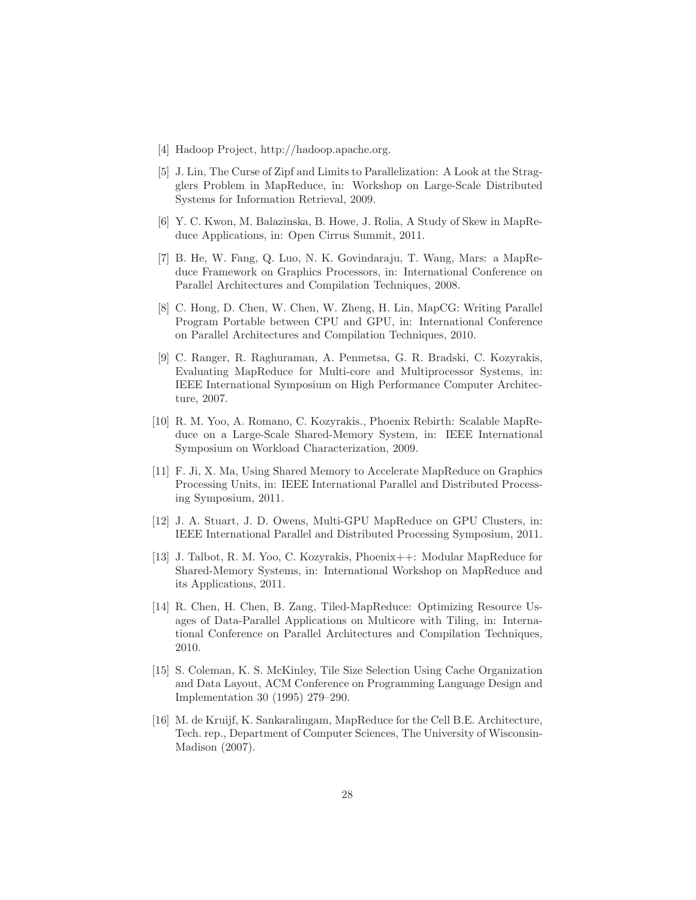[4] Hadoop Project, http://hadoop.apache.org.

[5] J. Lin, The Curse of Zipf and Limits to Parallelization: A Look at the Stragglers Problem in MapReduce, in: Workshop on Large-Scale Distributed Systems for Information Retrieval, 2009.

[6] Y. C. Kwon, M. Balazinska, B. Howe, J. Rolia, A Study of Skew in MapReduce Applications, in: Open Cirrus Summit, 2011.

[7] B. He, W. Fang, Q. Luo, N. K. Govindaraju, T. Wang, Mars: a MapReduce Framework on Graphics Processors, in: International Conference on Parallel Architectures and Compilation Techniques, 2008.

[8] C. Hong, D. Chen, W. Chen, W. Zheng, H. Lin, MapCG: Writing Parallel Program Portable between CPU and GPU, in: International Conference on Parallel Architectures and Compilation Techniques, 2010.

[9] C. Ranger, R. Raghuraman, A. Penmetsa, G. R. Bradski, C. Kozyrakis, Evaluating MapReduce for Multi-core and Multiprocessor Systems, in: IEEE International Symposium on High Performance Computer Architecture, 2007.

[10] R. M. Yoo, A. Romano, C. Kozyrakis., Phoenix Rebirth: Scalable MapReduce on a Large-Scale Shared-Memory System, in: IEEE International Symposium on Workload Characterization, 2009.

[11] F. Ji, X. Ma, Using Shared Memory to Accelerate MapReduce on Graphics Processing Units, in: IEEE International Parallel and Distributed Processing Symposium, 2011.

[12] J. A. Stuart, J. D. Owens, Multi-GPU MapReduce on GPU Clusters, in: IEEE International Parallel and Distributed Processing Symposium, 2011.

[13] J. Talbot, R. M. Yoo, C. Kozyrakis, Phoenix++: Modular MapReduce for Shared-Memory Systems, in: International Workshop on MapReduce and its Applications, 2011.

[14] R. Chen, H. Chen, B. Zang, Tiled-MapReduce: Optimizing Resource Usages of Data-Parallel Applications on Multicore with Tiling, in: International Conference on Parallel Architectures and Compilation Techniques, 2010.

[15] S. Coleman, K. S. McKinley, Tile Size Selection Using Cache Organization and Data Layout, ACM Conference on Programming Language Design and Implementation 30 (1995) 279–290.

[16] M. de Kruijf, K. Sankaralingam, MapReduce for the Cell B.E. Architecture, Tech. rep., Department of Computer Sciences, The University of Wisconsin-Madison (2007).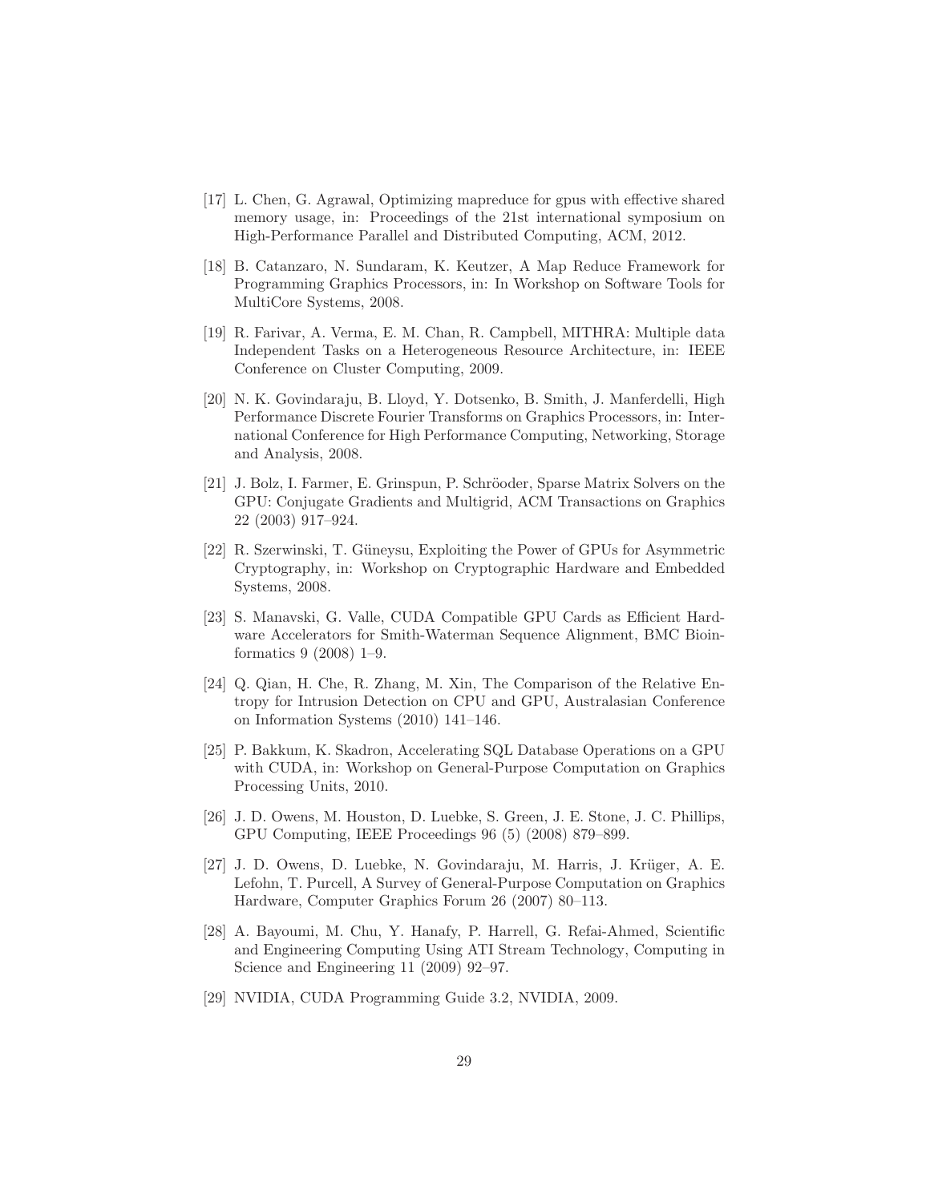[17] L. Chen, G. Agrawal, Optimizing mapreduce for gpus with effective shared memory usage, in: Proceedings of the 21st international symposium on High-Performance Parallel and Distributed Computing, ACM, 2012.

[18] B. Catanzaro, N. Sundaram, K. Keutzer, A Map Reduce Framework for Programming Graphics Processors, in: In Workshop on Software Tools for MultiCore Systems, 2008.

[19] R. Farivar, A. Verma, E. M. Chan, R. Campbell, MITHRA: Multiple data Independent Tasks on a Heterogeneous Resource Architecture, in: IEEE Conference on Cluster Computing, 2009.

[20] N. K. Govindaraju, B. Lloyd, Y. Dotsenko, B. Smith, J. Manferdelli, High Performance Discrete Fourier Transforms on Graphics Processors, in: International Conference for High Performance Computing, Networking, Storage and Analysis, 2008.

[21] J. Bolz, I. Farmer, E. Grinspun, P. Schröoder, Sparse Matrix Solvers on the GPU: Conjugate Gradients and Multigrid, ACM Transactions on Graphics 22 (2003) 917–924.

[22] R. Szerwinski, T. Güneysu, Exploiting the Power of GPUs for Asymmetric Cryptography, in: Workshop on Cryptographic Hardware and Embedded Systems, 2008.

[23] S. Manavski, G. Valle, CUDA Compatible GPU Cards as Efficient Hardware Accelerators for Smith-Waterman Sequence Alignment, BMC Bioinformatics 9 (2008) 1–9.

[24] Q. Qian, H. Che, R. Zhang, M. Xin, The Comparison of the Relative Entropy for Intrusion Detection on CPU and GPU, Australasian Conference on Information Systems (2010) 141–146.

[25] P. Bakkum, K. Skadron, Accelerating SQL Database Operations on a GPU with CUDA, in: Workshop on General-Purpose Computation on Graphics Processing Units, 2010.

[26] J. D. Owens, M. Houston, D. Luebke, S. Green, J. E. Stone, J. C. Phillips, GPU Computing, IEEE Proceedings 96 (5) (2008) 879–899.

[27] J. D. Owens, D. Luebke, N. Govindaraju, M. Harris, J. Krüger, A. E. Lefohn, T. Purcell, A Survey of General-Purpose Computation on Graphics Hardware, Computer Graphics Forum 26 (2007) 80–113.

[28] A. Bayoumi, M. Chu, Y. Hanafy, P. Harrell, G. Refai-Ahmed, Scientific and Engineering Computing Using ATI Stream Technology, Computing in Science and Engineering 11 (2009) 92–97.

[29] NVIDIA, CUDA Programming Guide 3.2, NVIDIA, 2009.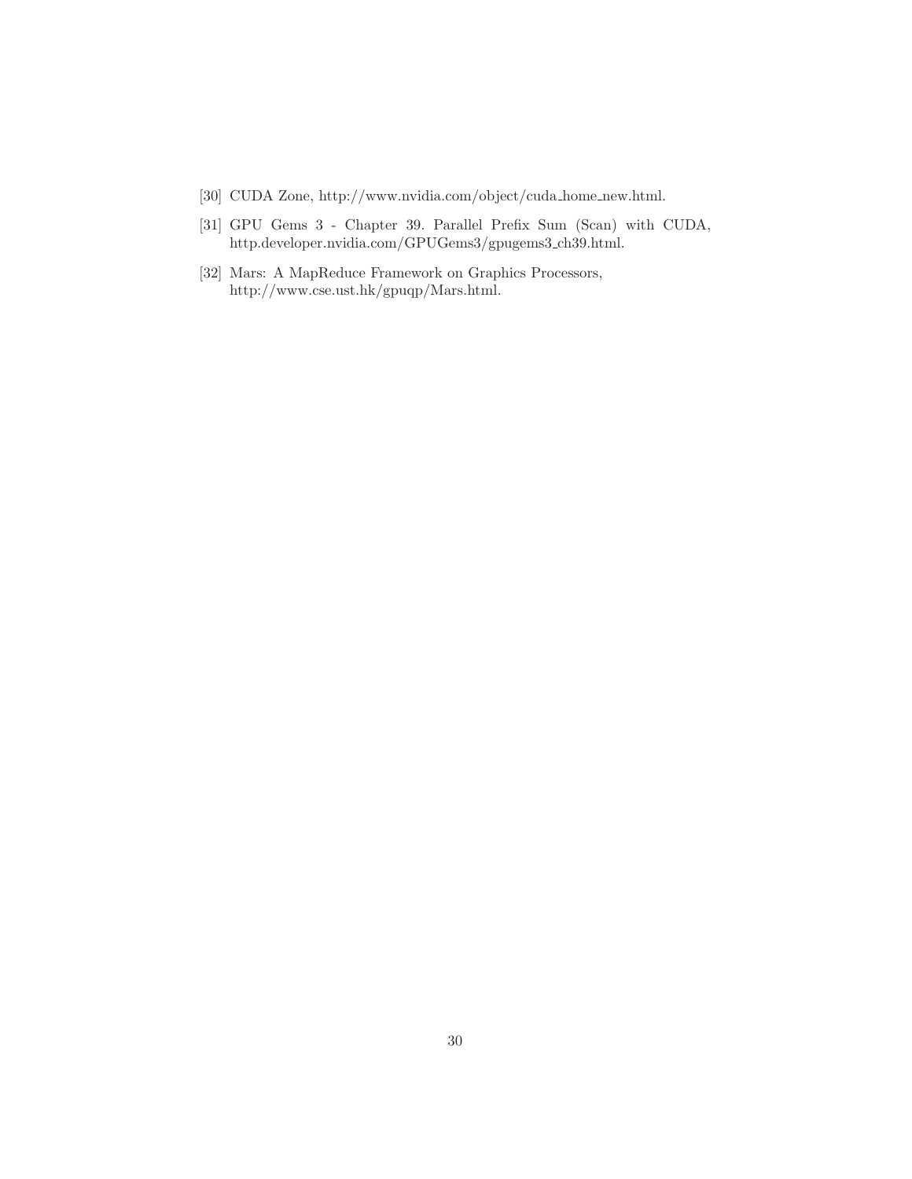[30] CUDA Zone, http://www.nvidia.com/object/cuda_home_new.html.

[31] GPU Gems 3 - Chapter 39. Parallel Prefix Sum (Scan) with CUDA, http.developer.nvidia.com/GPUGems3/gpugems3_ch39.html.

[32] Mars: A MapReduce Framework on Graphics Processors, http://www.cse.ust.hk/gpuqp/Mars.html.